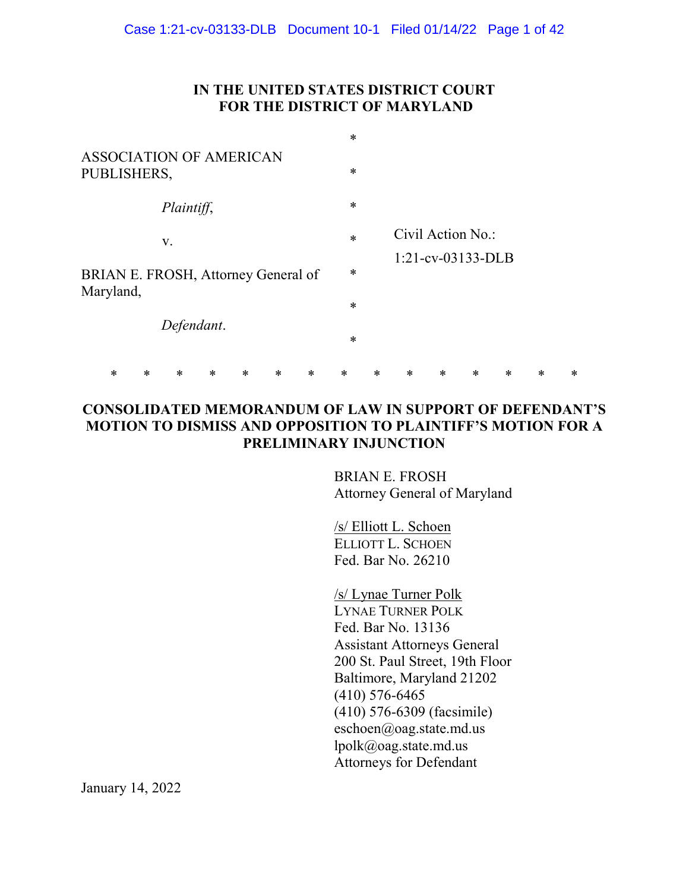**IN THE UNITED STATES DISTRICT COURT**
**FOR THE DISTRICT OF MARYLAND**

ASSOCIATION OF AMERICAN PUBLISHERS,

*Plaintiff*,

v.

BRIAN E. FROSH, Attorney General of Maryland,

*Defendant*.

Civil Action No.: 1:21-cv-03133-DLB

\* \* \* \* \* \* \* \* \* \* \* \* \* \* \*

**CONSOLIDATED MEMORANDUM OF LAW IN SUPPORT OF DEFENDANT'S MOTION TO DISMISS AND OPPOSITION TO PLAINTIFF'S MOTION FOR A PRELIMINARY INJUNCTION**

BRIAN E. FROSH
Attorney General of Maryland

/s/ Elliott L. Schoen
ELLIOTT L. SCHOEN
Fed. Bar No. 26210

/s/ Lynae Turner Polk
LYNAE TURNER POLK
Fed. Bar No. 13136
Assistant Attorneys General
200 St. Paul Street, 19th Floor
Baltimore, Maryland 21202
(410) 576-6465
(410) 576-6309 (facsimile)
eschoen@oag.state.md.us
lpolk@oag.state.md.us
Attorneys for Defendant

January 14, 2022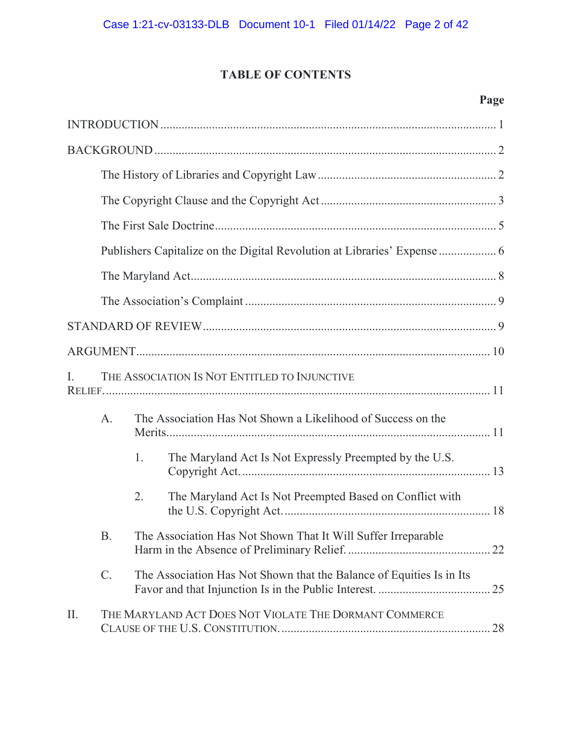# TABLE OF CONTENTS

| | Page |
|---|---|
| INTRODUCTION | 1 |
| BACKGROUND | 2 |
| The History of Libraries and Copyright Law | 2 |
| The Copyright Clause and the Copyright Act | 3 |
| The First Sale Doctrine | 5 |
| Publishers Capitalize on the Digital Revolution at Libraries' Expense | 6 |
| The Maryland Act | 8 |
| The Association's Complaint | 9 |
| STANDARD OF REVIEW | 9 |
| ARGUMENT | 10 |
| I. THE ASSOCIATION IS NOT ENTITLED TO INJUNCTIVE RELIEF. | 11 |
| A. The Association Has Not Shown a Likelihood of Success on the Merits. | 11 |
| 1. The Maryland Act Is Not Expressly Preempted by the U.S. Copyright Act. | 13 |
| 2. The Maryland Act Is Not Preempted Based on Conflict with the U.S. Copyright Act. | 18 |
| B. The Association Has Not Shown That It Will Suffer Irreparable Harm in the Absence of Preliminary Relief. | 22 |
| C. The Association Has Not Shown that the Balance of Equities Is in Its Favor and that Injunction Is in the Public Interest. | 25 |
| II. THE MARYLAND ACT DOES NOT VIOLATE THE DORMANT COMMERCE CLAUSE OF THE U.S. CONSTITUTION. | 28 |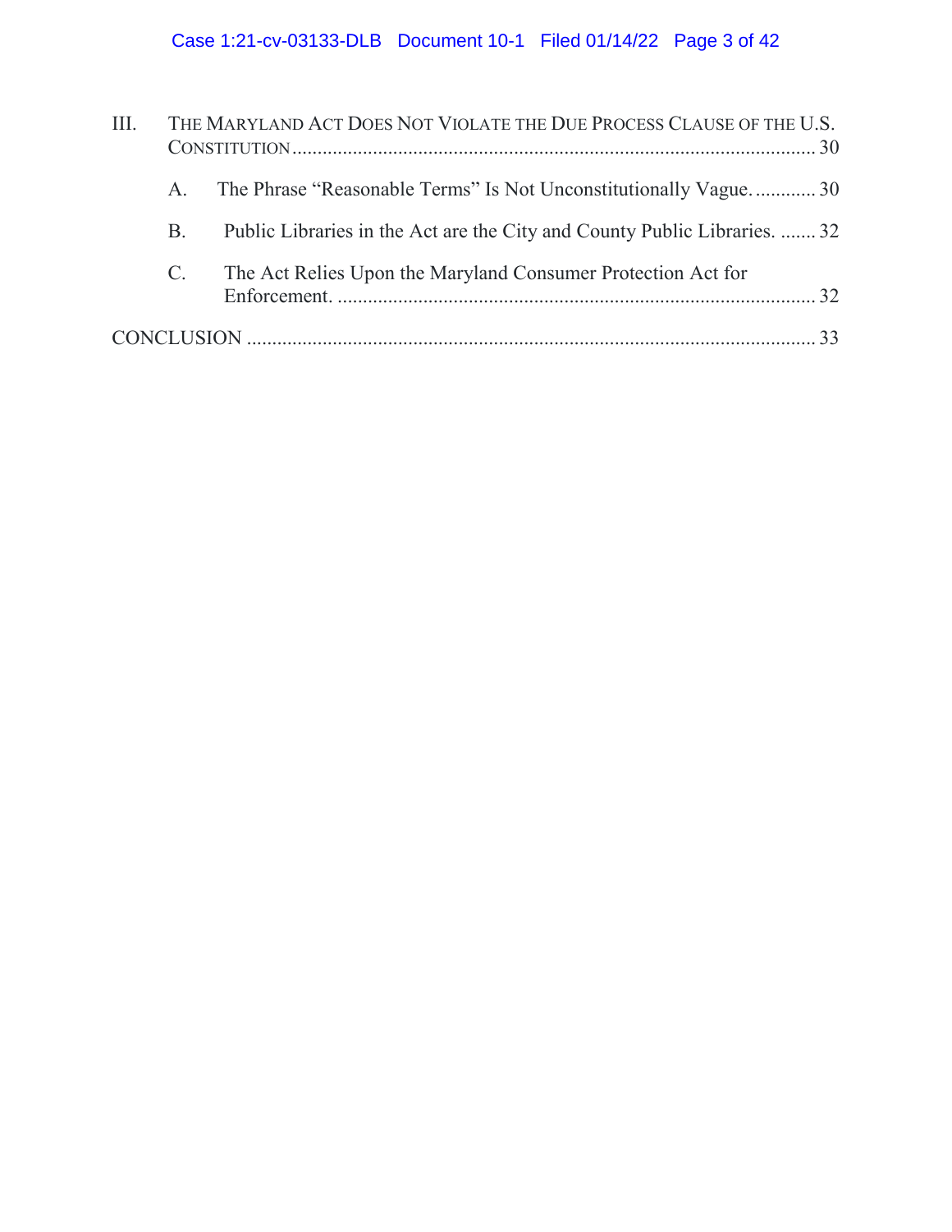III. THE MARYLAND ACT DOES NOT VIOLATE THE DUE PROCESS CLAUSE OF THE U.S. CONSTITUTION ........................................................................................................ 30

   A. The Phrase "Reasonable Terms" Is Not Unconstitutionally Vague. ............ 30

   B. Public Libraries in the Act are the City and County Public Libraries. ....... 32

   C. The Act Relies Upon the Maryland Consumer Protection Act for Enforcement. ............................................................................................. 32

CONCLUSION ................................................................................................................ 33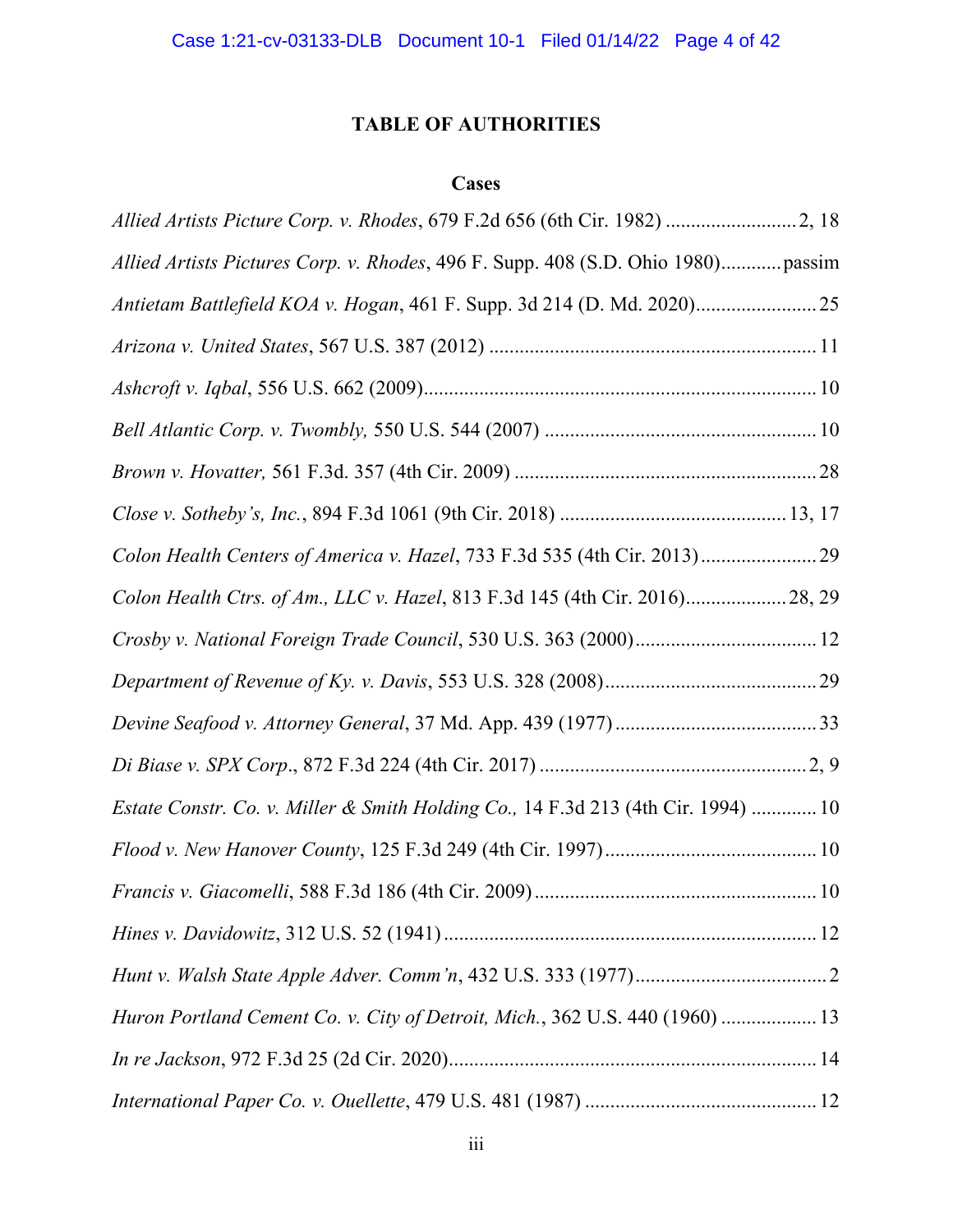# TABLE OF AUTHORITIES

## Cases

*Allied Artists Picture Corp. v. Rhodes*, 679 F.2d 656 (6th Cir. 1982) .......................... 2, 18

*Allied Artists Pictures Corp. v. Rhodes*, 496 F. Supp. 408 (S.D. Ohio 1980)............ passim

*Antietam Battlefield KOA v. Hogan*, 461 F. Supp. 3d 214 (D. Md. 2020)........................ 25

*Arizona v. United States*, 567 U.S. 387 (2012) ................................................................ 11

*Ashcroft v. Iqbal*, 556 U.S. 662 (2009)............................................................................. 10

*Bell Atlantic Corp. v. Twombly,* 550 U.S. 544 (2007) ..................................................... 10

*Brown v. Hovatter,* 561 F.3d. 357 (4th Cir. 2009) ........................................................... 28

*Close v. Sotheby's, Inc.*, 894 F.3d 1061 (9th Cir. 2018) ............................................ 13, 17

*Colon Health Centers of America v. Hazel*, 733 F.3d 535 (4th Cir. 2013)....................... 29

*Colon Health Ctrs. of Am., LLC v. Hazel*, 813 F.3d 145 (4th Cir. 2016).................... 28, 29

*Crosby v. National Foreign Trade Council*, 530 U.S. 363 (2000).................................... 12

*Department of Revenue of Ky. v. Davis*, 553 U.S. 328 (2008).......................................... 29

*Devine Seafood v. Attorney General*, 37 Md. App. 439 (1977)........................................ 33

*Di Biase v. SPX Corp*., 872 F.3d 224 (4th Cir. 2017) ..................................................... 2, 9

*Estate Constr. Co. v. Miller & Smith Holding Co.,* 14 F.3d 213 (4th Cir. 1994) ............. 10

*Flood v. New Hanover County*, 125 F.3d 249 (4th Cir. 1997).......................................... 10

*Francis v. Giacomelli*, 588 F.3d 186 (4th Cir. 2009)....................................................... 10

*Hines v. Davidowitz*, 312 U.S. 52 (1941)......................................................................... 12

*Hunt v. Walsh State Apple Adver. Comm'n*, 432 U.S. 333 (1977)...................................... 2

*Huron Portland Cement Co. v. City of Detroit, Mich.*, 362 U.S. 440 (1960) ................... 13

*In re Jackson*, 972 F.3d 25 (2d Cir. 2020)........................................................................ 14

*International Paper Co. v. Ouellette*, 479 U.S. 481 (1987) .............................................. 12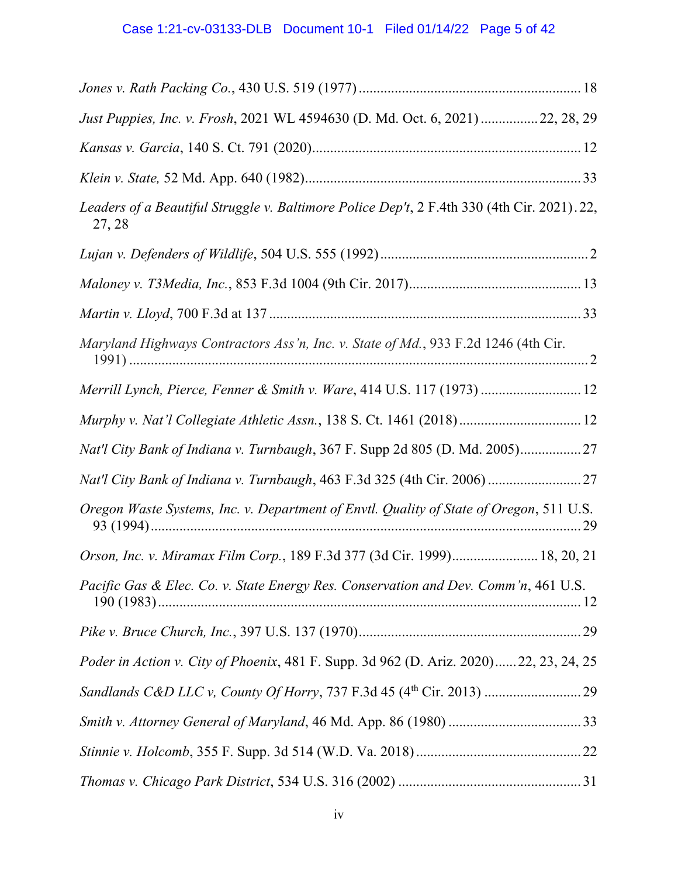*Jones v. Rath Packing Co.*, 430 U.S. 519 (1977) .............................................................. 18

*Just Puppies, Inc. v. Frosh*, 2021 WL 4594630 (D. Md. Oct. 6, 2021) ................ 22, 28, 29

*Kansas v. Garcia*, 140 S. Ct. 791 (2020) ........................................................................... 12

*Klein v. State,* 52 Md. App. 640 (1982) ............................................................................. 33

*Leaders of a Beautiful Struggle v. Baltimore Police Dep't*, 2 F.4th 330 (4th Cir. 2021) . 22, 27, 28

*Lujan v. Defenders of Wildlife*, 504 U.S. 555 (1992) .......................................................... 2

*Maloney v. T3Media, Inc.*, 853 F.3d 1004 (9th Cir. 2017) ................................................ 13

*Martin v. Lloyd*, 700 F.3d at 137 ....................................................................................... 33

*Maryland Highways Contractors Ass'n, Inc. v. State of Md.*, 933 F.2d 1246 (4th Cir. 1991) ................................................................................................................................ 2

*Merrill Lynch, Pierce, Fenner & Smith v. Ware*, 414 U.S. 117 (1973) ............................ 12

*Murphy v. Nat'l Collegiate Athletic Assn.*, 138 S. Ct. 1461 (2018) .................................. 12

*Nat'l City Bank of Indiana v. Turnbaugh*, 367 F. Supp 2d 805 (D. Md. 2005) ................. 27

*Nat'l City Bank of Indiana v. Turnbaugh*, 463 F.3d 325 (4th Cir. 2006) .......................... 27

*Oregon Waste Systems, Inc. v. Department of Envtl. Quality of State of Oregon*, 511 U.S. 93 (1994) ........................................................................................................................ 29

*Orson, Inc. v. Miramax Film Corp.*, 189 F.3d 377 (3d Cir. 1999) ........................ 18, 20, 21

*Pacific Gas & Elec. Co. v. State Energy Res. Conservation and Dev. Comm'n*, 461 U.S. 190 (1983) ...................................................................................................................... 12

*Pike v. Bruce Church, Inc.*, 397 U.S. 137 (1970) .............................................................. 29

*Poder in Action v. City of Phoenix*, 481 F. Supp. 3d 962 (D. Ariz. 2020) ...... 22, 23, 24, 25

*Sandlands C&D LLC v, County Of Horry*, 737 F.3d 45 (4th Cir. 2013) ........................... 29

*Smith v. Attorney General of Maryland*, 46 Md. App. 86 (1980) ..................................... 33

*Stinnie v. Holcomb*, 355 F. Supp. 3d 514 (W.D. Va. 2018) .............................................. 22

*Thomas v. Chicago Park District*, 534 U.S. 316 (2002) ................................................... 31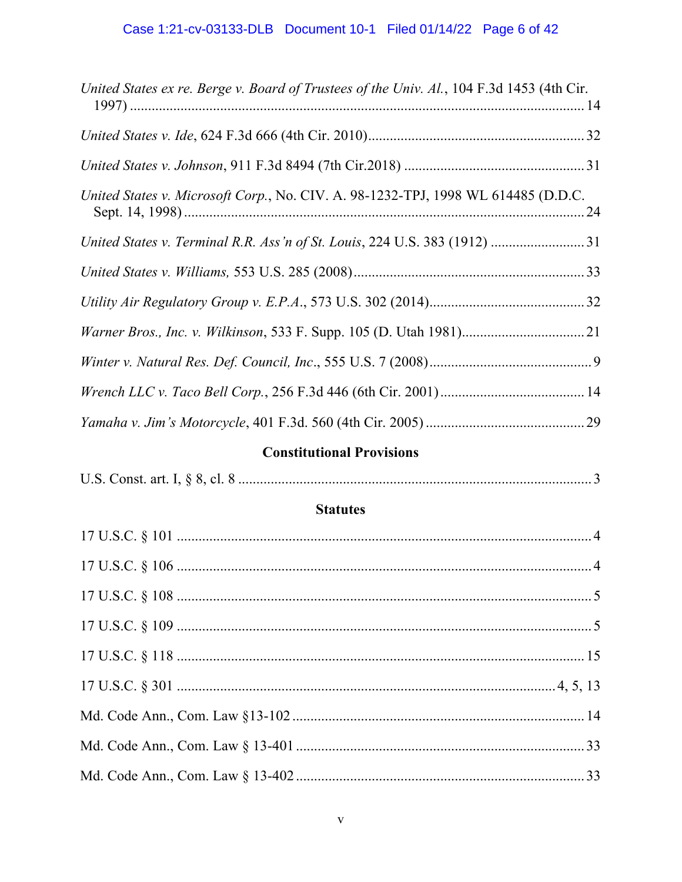*United States ex re. Berge v. Board of Trustees of the Univ. Al.*, 104 F.3d 1453 (4th Cir. 1997) .......... 14

*United States v. Ide*, 624 F.3d 666 (4th Cir. 2010) .......... 32

*United States v. Johnson*, 911 F.3d 8494 (7th Cir.2018) .......... 31

*United States v. Microsoft Corp.*, No. CIV. A. 98-1232-TPJ, 1998 WL 614485 (D.D.C. Sept. 14, 1998) .......... 24

*United States v. Terminal R.R. Ass'n of St. Louis*, 224 U.S. 383 (1912) .......... 31

*United States v. Williams,* 553 U.S. 285 (2008) .......... 33

*Utility Air Regulatory Group v. E.P.A.*, 573 U.S. 302 (2014) .......... 32

*Warner Bros., Inc. v. Wilkinson*, 533 F. Supp. 105 (D. Utah 1981) .......... 21

*Winter v. Natural Res. Def. Council, Inc.*, 555 U.S. 7 (2008) .......... 9

*Wrench LLC v. Taco Bell Corp.*, 256 F.3d 446 (6th Cir. 2001) .......... 14

*Yamaha v. Jim's Motorcycle*, 401 F.3d. 560 (4th Cir. 2005) .......... 29

## Constitutional Provisions

U.S. Const. art. I, § 8, cl. 8 .......... 3

## Statutes

17 U.S.C. § 101 .......... 4

17 U.S.C. § 106 .......... 4

17 U.S.C. § 108 .......... 5

17 U.S.C. § 109 .......... 5

17 U.S.C. § 118 .......... 15

17 U.S.C. § 301 .......... 4, 5, 13

Md. Code Ann., Com. Law §13-102 .......... 14

Md. Code Ann., Com. Law § 13-401 .......... 33

Md. Code Ann., Com. Law § 13-402 .......... 33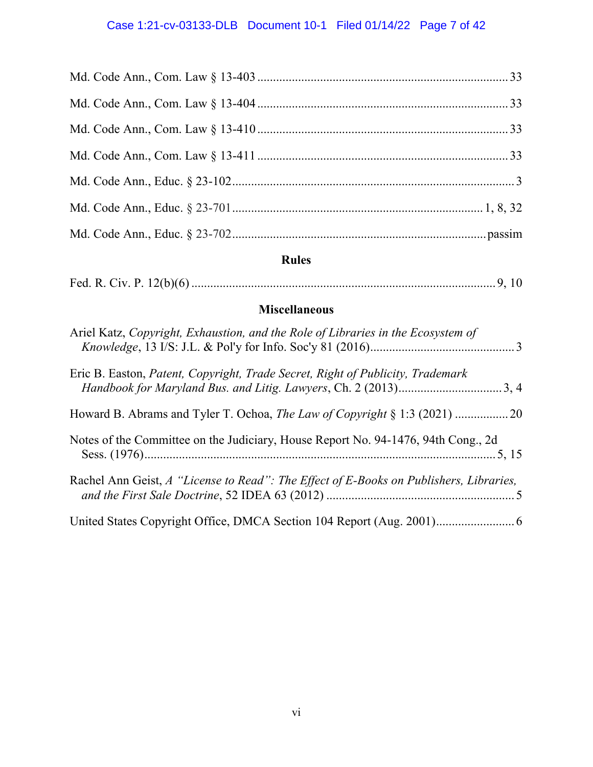Md. Code Ann., Com. Law § 13-403 .................................................................................. 33

Md. Code Ann., Com. Law § 13-404 .................................................................................. 33

Md. Code Ann., Com. Law § 13-410 .................................................................................. 33

Md. Code Ann., Com. Law § 13-411 .................................................................................. 33

Md. Code Ann., Educ. § 23-102 ........................................................................................... 3

Md. Code Ann., Educ. § 23-701 ............................................................................... 1, 8, 32

Md. Code Ann., Educ. § 23-702 .................................................................................. passim

## Rules

Fed. R. Civ. P. 12(b)(6) ................................................................................................. 9, 10

## Miscellaneous

Ariel Katz, *Copyright, Exhaustion, and the Role of Libraries in the Ecosystem of Knowledge*, 13 I/S: J.L. & Pol'y for Info. Soc'y 81 (2016) ............................................. 3

Eric B. Easton, *Patent, Copyright, Trade Secret, Right of Publicity, Trademark Handbook for Maryland Bus. and Litig. Lawyers*, Ch. 2 (2013) ................................ 3, 4

Howard B. Abrams and Tyler T. Ochoa, *The Law of Copyright* § 1:3 (2021) ................. 20

Notes of the Committee on the Judiciary, House Report No. 94-1476, 94th Cong., 2d Sess. (1976) ............................................................................................................ 5, 15

Rachel Ann Geist, *A "License to Read": The Effect of E-Books on Publishers, Libraries, and the First Sale Doctrine*, 52 IDEA 63 (2012) ........................................................... 5

United States Copyright Office, DMCA Section 104 Report (Aug. 2001) ......................... 6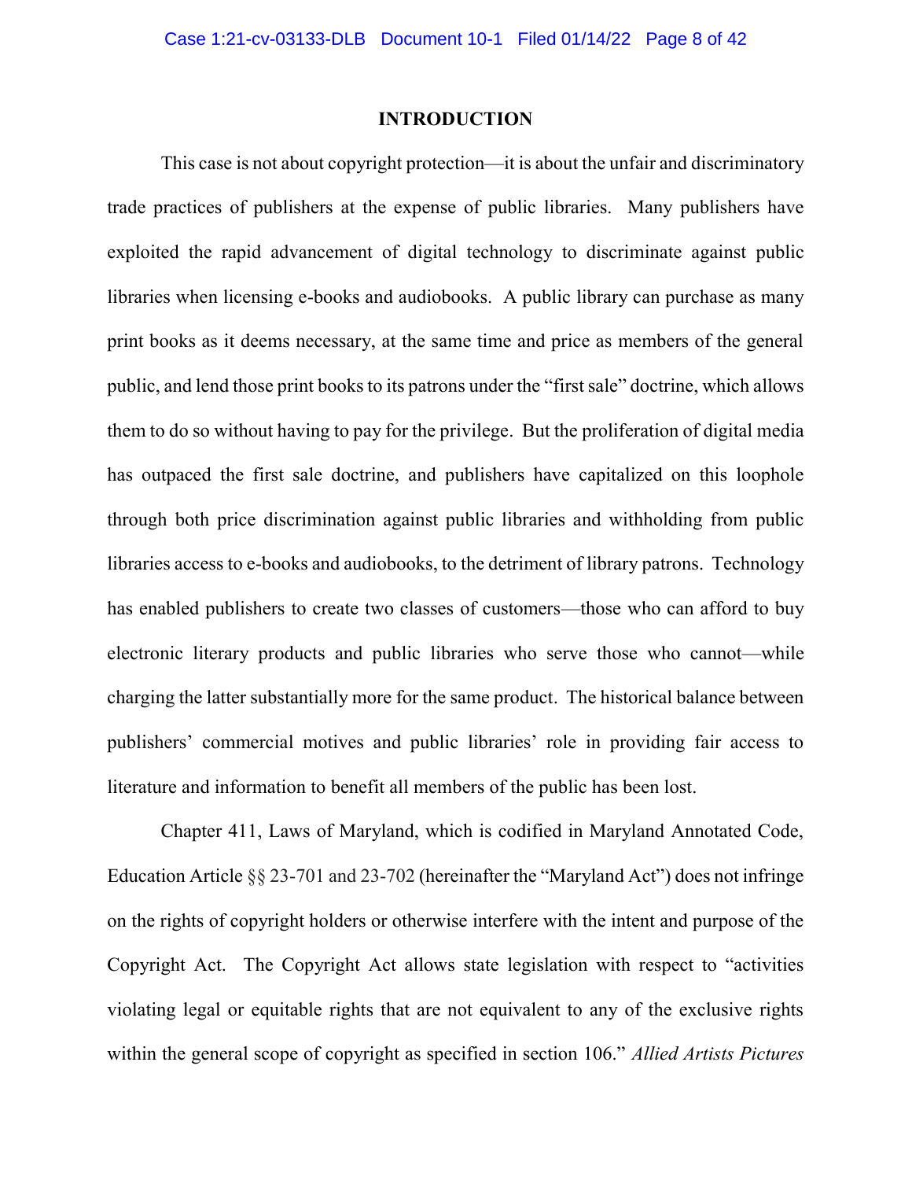## INTRODUCTION

This case is not about copyright protection—it is about the unfair and discriminatory trade practices of publishers at the expense of public libraries. Many publishers have exploited the rapid advancement of digital technology to discriminate against public libraries when licensing e-books and audiobooks. A public library can purchase as many print books as it deems necessary, at the same time and price as members of the general public, and lend those print books to its patrons under the "first sale" doctrine, which allows them to do so without having to pay for the privilege. But the proliferation of digital media has outpaced the first sale doctrine, and publishers have capitalized on this loophole through both price discrimination against public libraries and withholding from public libraries access to e-books and audiobooks, to the detriment of library patrons. Technology has enabled publishers to create two classes of customers—those who can afford to buy electronic literary products and public libraries who serve those who cannot—while charging the latter substantially more for the same product. The historical balance between publishers' commercial motives and public libraries' role in providing fair access to literature and information to benefit all members of the public has been lost.

Chapter 411, Laws of Maryland, which is codified in Maryland Annotated Code, Education Article §§ 23-701 and 23-702 (hereinafter the "Maryland Act") does not infringe on the rights of copyright holders or otherwise interfere with the intent and purpose of the Copyright Act. The Copyright Act allows state legislation with respect to "activities violating legal or equitable rights that are not equivalent to any of the exclusive rights within the general scope of copyright as specified in section 106." *Allied Artists Pictures*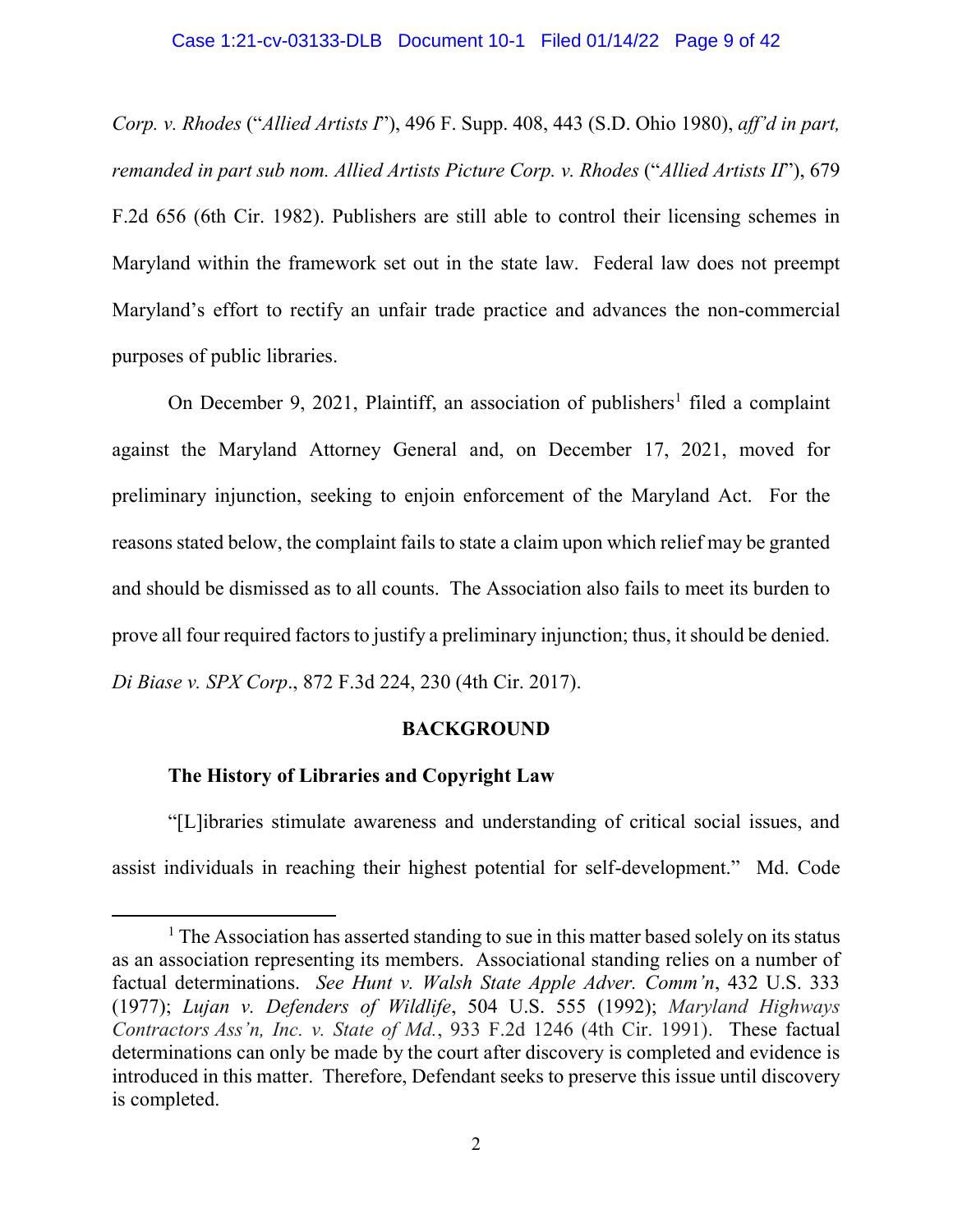*Corp. v. Rhodes* ("*Allied Artists I*"), 496 F. Supp. 408, 443 (S.D. Ohio 1980), *aff'd in part, remanded in part sub nom. Allied Artists Picture Corp. v. Rhodes* ("*Allied Artists II*"), 679 F.2d 656 (6th Cir. 1982). Publishers are still able to control their licensing schemes in Maryland within the framework set out in the state law. Federal law does not preempt Maryland's effort to rectify an unfair trade practice and advances the non-commercial purposes of public libraries.

On December 9, 2021, Plaintiff, an association of publishers[1] filed a complaint against the Maryland Attorney General and, on December 17, 2021, moved for preliminary injunction, seeking to enjoin enforcement of the Maryland Act. For the reasons stated below, the complaint fails to state a claim upon which relief may be granted and should be dismissed as to all counts. The Association also fails to meet its burden to prove all four required factors to justify a preliminary injunction; thus, it should be denied. *Di Biase v. SPX Corp*., 872 F.3d 224, 230 (4th Cir. 2017).

## BACKGROUND

### The History of Libraries and Copyright Law

"[L]ibraries stimulate awareness and understanding of critical social issues, and assist individuals in reaching their highest potential for self-development." Md. Code

[1] The Association has asserted standing to sue in this matter based solely on its status as an association representing its members. Associational standing relies on a number of factual determinations. *See Hunt v. Walsh State Apple Adver. Comm'n*, 432 U.S. 333 (1977); *Lujan v. Defenders of Wildlife*, 504 U.S. 555 (1992); *Maryland Highways Contractors Ass'n, Inc. v. State of Md.*, 933 F.2d 1246 (4th Cir. 1991). These factual determinations can only be made by the court after discovery is completed and evidence is introduced in this matter. Therefore, Defendant seeks to preserve this issue until discovery is completed.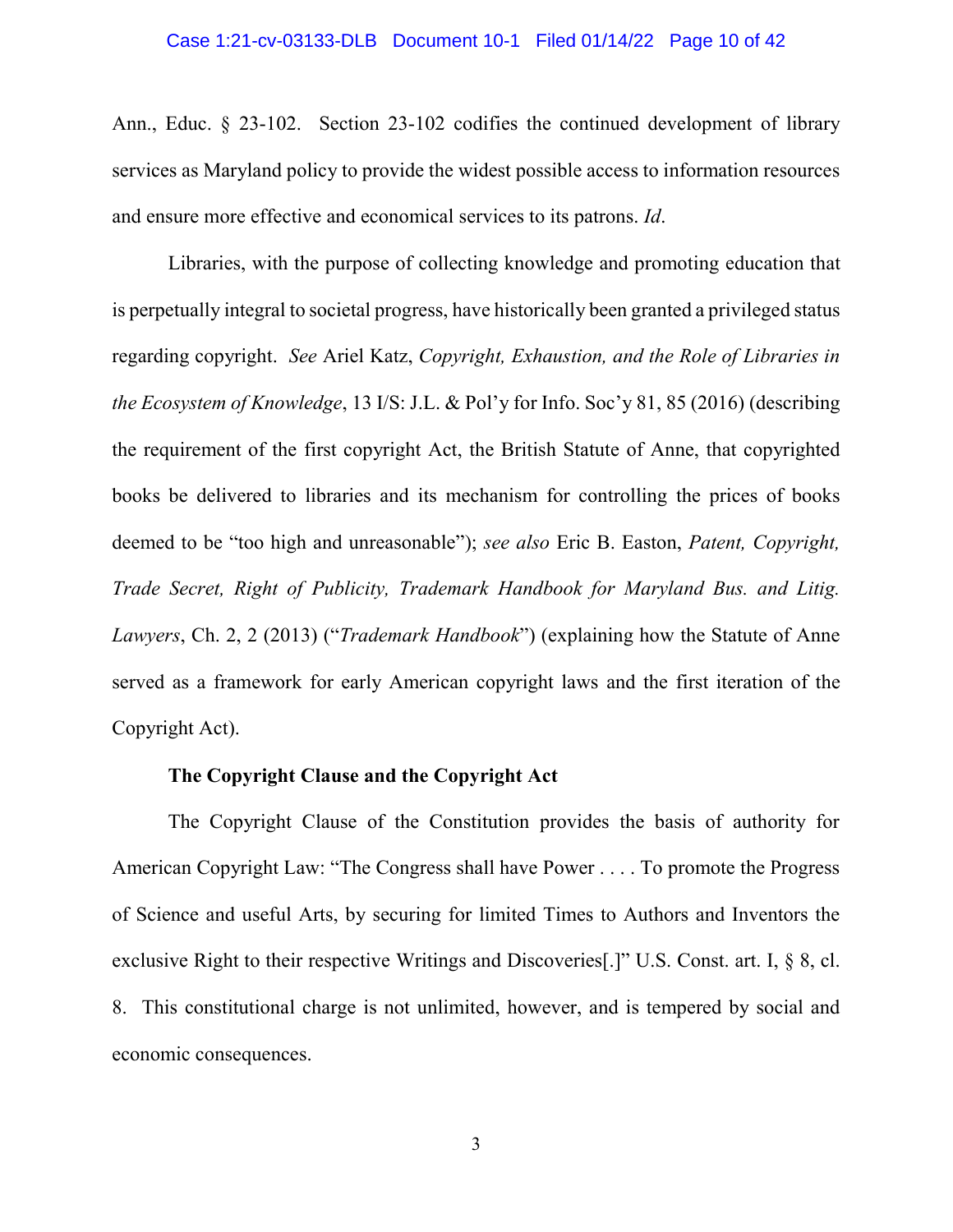Ann., Educ. § 23-102. Section 23-102 codifies the continued development of library services as Maryland policy to provide the widest possible access to information resources and ensure more effective and economical services to its patrons. *Id*.

Libraries, with the purpose of collecting knowledge and promoting education that is perpetually integral to societal progress, have historically been granted a privileged status regarding copyright. *See* Ariel Katz, *Copyright, Exhaustion, and the Role of Libraries in the Ecosystem of Knowledge*, 13 I/S: J.L. & Pol'y for Info. Soc'y 81, 85 (2016) (describing the requirement of the first copyright Act, the British Statute of Anne, that copyrighted books be delivered to libraries and its mechanism for controlling the prices of books deemed to be "too high and unreasonable"); *see also* Eric B. Easton, *Patent, Copyright, Trade Secret, Right of Publicity, Trademark Handbook for Maryland Bus. and Litig. Lawyers*, Ch. 2, 2 (2013) ("*Trademark Handbook*") (explaining how the Statute of Anne served as a framework for early American copyright laws and the first iteration of the Copyright Act).

**The Copyright Clause and the Copyright Act**

The Copyright Clause of the Constitution provides the basis of authority for American Copyright Law: "The Congress shall have Power . . . . To promote the Progress of Science and useful Arts, by securing for limited Times to Authors and Inventors the exclusive Right to their respective Writings and Discoveries[.]" U.S. Const. art. I, § 8, cl. 8. This constitutional charge is not unlimited, however, and is tempered by social and economic consequences.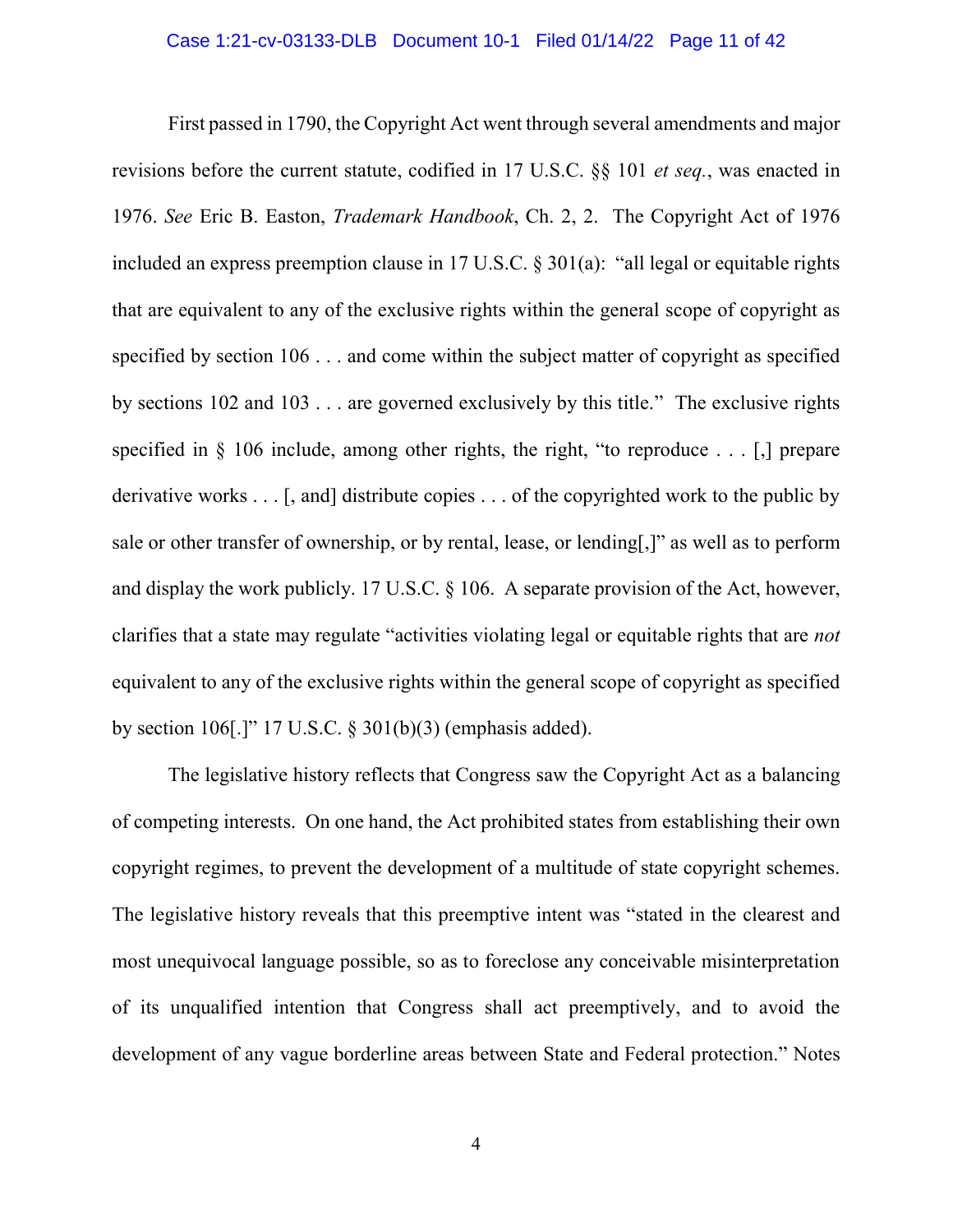First passed in 1790, the Copyright Act went through several amendments and major revisions before the current statute, codified in 17 U.S.C. §§ 101 *et seq.*, was enacted in 1976. *See* Eric B. Easton, *Trademark Handbook*, Ch. 2, 2. The Copyright Act of 1976 included an express preemption clause in 17 U.S.C. § 301(a): "all legal or equitable rights that are equivalent to any of the exclusive rights within the general scope of copyright as specified by section 106 . . . and come within the subject matter of copyright as specified by sections 102 and 103 . . . are governed exclusively by this title." The exclusive rights specified in § 106 include, among other rights, the right, "to reproduce . . . [,] prepare derivative works . . . [, and] distribute copies . . . of the copyrighted work to the public by sale or other transfer of ownership, or by rental, lease, or lending[,]" as well as to perform and display the work publicly. 17 U.S.C. § 106. A separate provision of the Act, however, clarifies that a state may regulate "activities violating legal or equitable rights that are *not* equivalent to any of the exclusive rights within the general scope of copyright as specified by section 106[.]" 17 U.S.C. § 301(b)(3) (emphasis added).

The legislative history reflects that Congress saw the Copyright Act as a balancing of competing interests. On one hand, the Act prohibited states from establishing their own copyright regimes, to prevent the development of a multitude of state copyright schemes. The legislative history reveals that this preemptive intent was "stated in the clearest and most unequivocal language possible, so as to foreclose any conceivable misinterpretation of its unqualified intention that Congress shall act preemptively, and to avoid the development of any vague borderline areas between State and Federal protection." Notes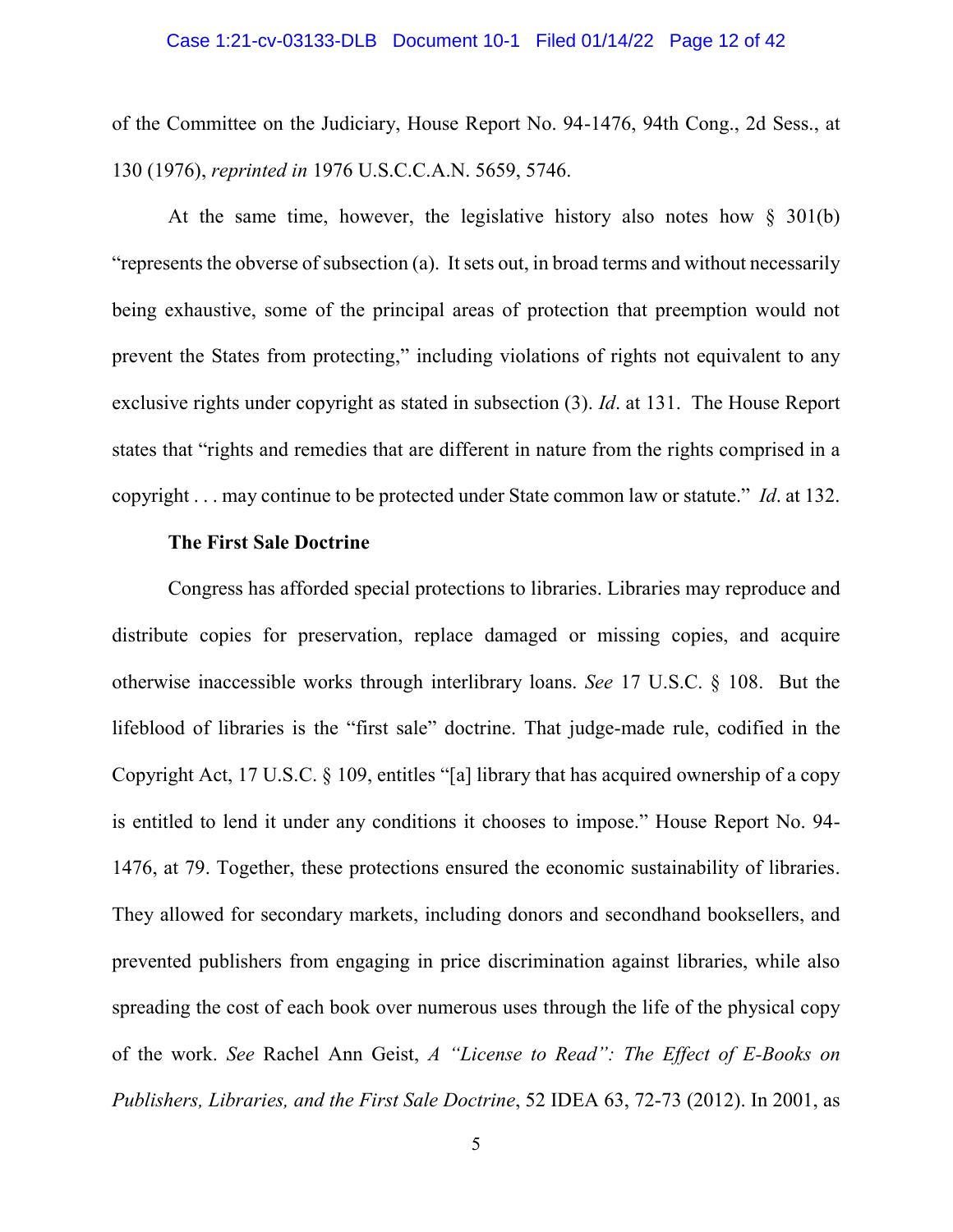of the Committee on the Judiciary, House Report No. 94-1476, 94th Cong., 2d Sess., at 130 (1976), *reprinted in* 1976 U.S.C.C.A.N. 5659, 5746.

At the same time, however, the legislative history also notes how § 301(b) "represents the obverse of subsection (a). It sets out, in broad terms and without necessarily being exhaustive, some of the principal areas of protection that preemption would not prevent the States from protecting," including violations of rights not equivalent to any exclusive rights under copyright as stated in subsection (3). *Id*. at 131. The House Report states that "rights and remedies that are different in nature from the rights comprised in a copyright . . . may continue to be protected under State common law or statute." *Id*. at 132.

**The First Sale Doctrine**

Congress has afforded special protections to libraries. Libraries may reproduce and distribute copies for preservation, replace damaged or missing copies, and acquire otherwise inaccessible works through interlibrary loans. *See* 17 U.S.C. § 108. But the lifeblood of libraries is the "first sale" doctrine. That judge-made rule, codified in the Copyright Act, 17 U.S.C. § 109, entitles "[a] library that has acquired ownership of a copy is entitled to lend it under any conditions it chooses to impose." House Report No. 94-1476, at 79. Together, these protections ensured the economic sustainability of libraries. They allowed for secondary markets, including donors and secondhand booksellers, and prevented publishers from engaging in price discrimination against libraries, while also spreading the cost of each book over numerous uses through the life of the physical copy of the work. *See* Rachel Ann Geist, *A "License to Read": The Effect of E-Books on Publishers, Libraries, and the First Sale Doctrine*, 52 IDEA 63, 72-73 (2012). In 2001, as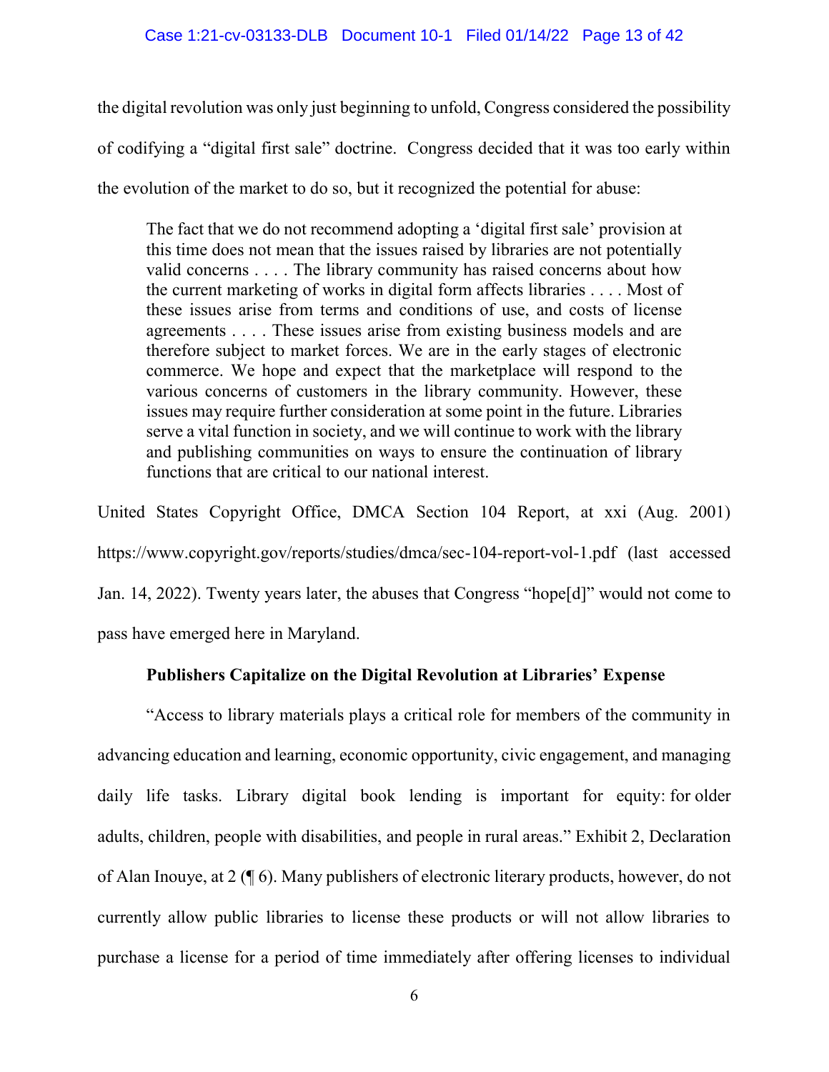the digital revolution was only just beginning to unfold, Congress considered the possibility of codifying a "digital first sale" doctrine. Congress decided that it was too early within the evolution of the market to do so, but it recognized the potential for abuse:

> The fact that we do not recommend adopting a 'digital first sale' provision at this time does not mean that the issues raised by libraries are not potentially valid concerns . . . . The library community has raised concerns about how the current marketing of works in digital form affects libraries . . . . Most of these issues arise from terms and conditions of use, and costs of license agreements . . . . These issues arise from existing business models and are therefore subject to market forces. We are in the early stages of electronic commerce. We hope and expect that the marketplace will respond to the various concerns of customers in the library community. However, these issues may require further consideration at some point in the future. Libraries serve a vital function in society, and we will continue to work with the library and publishing communities on ways to ensure the continuation of library functions that are critical to our national interest.

United States Copyright Office, DMCA Section 104 Report, at xxi (Aug. 2001) https://www.copyright.gov/reports/studies/dmca/sec-104-report-vol-1.pdf (last accessed Jan. 14, 2022). Twenty years later, the abuses that Congress "hope[d]" would not come to pass have emerged here in Maryland.

**Publishers Capitalize on the Digital Revolution at Libraries' Expense**

"Access to library materials plays a critical role for members of the community in advancing education and learning, economic opportunity, civic engagement, and managing daily life tasks. Library digital book lending is important for equity: for older adults, children, people with disabilities, and people in rural areas." Exhibit 2, Declaration of Alan Inouye, at 2 (¶ 6). Many publishers of electronic literary products, however, do not currently allow public libraries to license these products or will not allow libraries to purchase a license for a period of time immediately after offering licenses to individual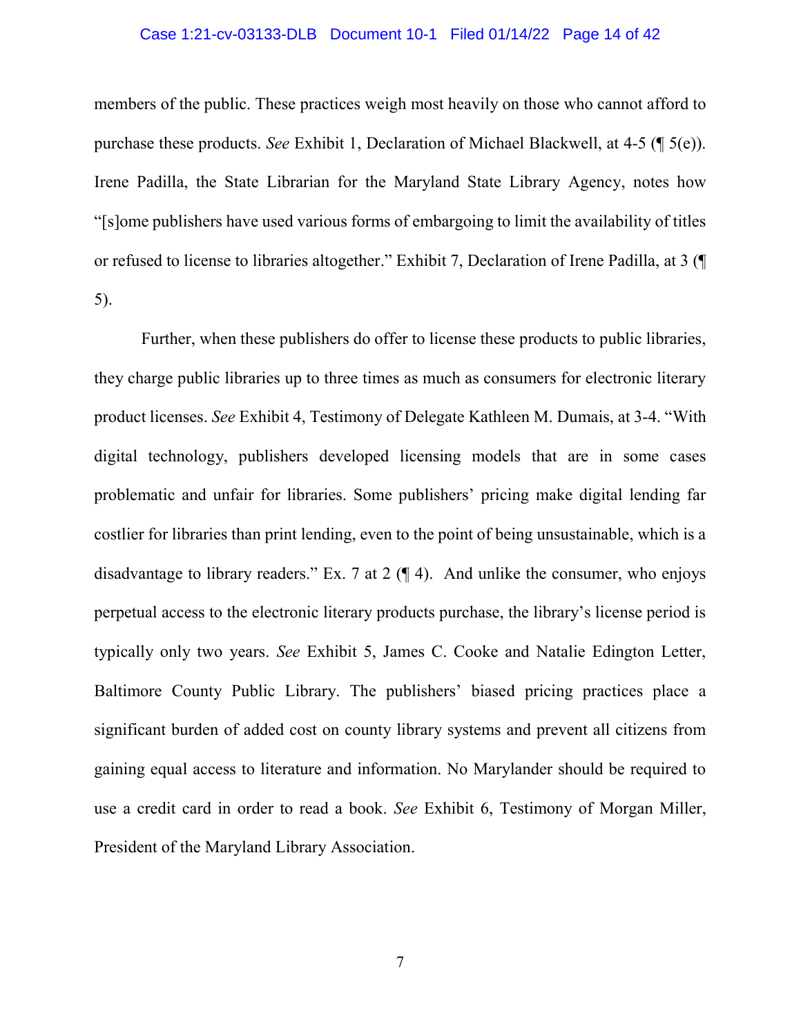members of the public. These practices weigh most heavily on those who cannot afford to purchase these products. *See* Exhibit 1, Declaration of Michael Blackwell, at 4-5 (¶ 5(e)). Irene Padilla, the State Librarian for the Maryland State Library Agency, notes how "[s]ome publishers have used various forms of embargoing to limit the availability of titles or refused to license to libraries altogether." Exhibit 7, Declaration of Irene Padilla, at 3 (¶ 5).

Further, when these publishers do offer to license these products to public libraries, they charge public libraries up to three times as much as consumers for electronic literary product licenses. *See* Exhibit 4, Testimony of Delegate Kathleen M. Dumais, at 3-4. "With digital technology, publishers developed licensing models that are in some cases problematic and unfair for libraries. Some publishers' pricing make digital lending far costlier for libraries than print lending, even to the point of being unsustainable, which is a disadvantage to library readers." Ex. 7 at 2 (¶ 4). And unlike the consumer, who enjoys perpetual access to the electronic literary products purchase, the library's license period is typically only two years. *See* Exhibit 5, James C. Cooke and Natalie Edington Letter, Baltimore County Public Library. The publishers' biased pricing practices place a significant burden of added cost on county library systems and prevent all citizens from gaining equal access to literature and information. No Marylander should be required to use a credit card in order to read a book. *See* Exhibit 6, Testimony of Morgan Miller, President of the Maryland Library Association.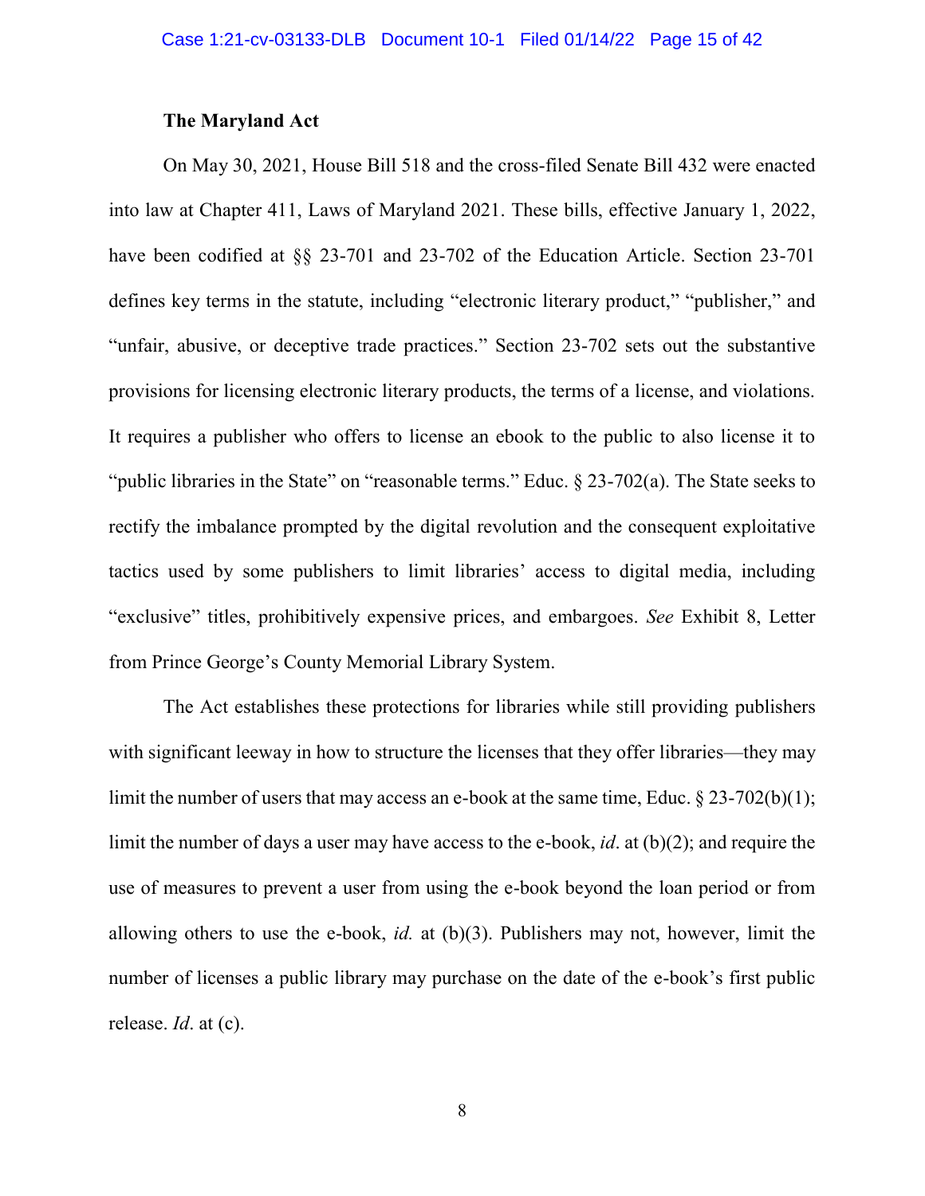**The Maryland Act**

On May 30, 2021, House Bill 518 and the cross-filed Senate Bill 432 were enacted into law at Chapter 411, Laws of Maryland 2021. These bills, effective January 1, 2022, have been codified at §§ 23-701 and 23-702 of the Education Article. Section 23-701 defines key terms in the statute, including "electronic literary product," "publisher," and "unfair, abusive, or deceptive trade practices." Section 23-702 sets out the substantive provisions for licensing electronic literary products, the terms of a license, and violations. It requires a publisher who offers to license an ebook to the public to also license it to "public libraries in the State" on "reasonable terms." Educ. § 23-702(a). The State seeks to rectify the imbalance prompted by the digital revolution and the consequent exploitative tactics used by some publishers to limit libraries' access to digital media, including "exclusive" titles, prohibitively expensive prices, and embargoes. *See* Exhibit 8, Letter from Prince George's County Memorial Library System.

The Act establishes these protections for libraries while still providing publishers with significant leeway in how to structure the licenses that they offer libraries—they may limit the number of users that may access an e-book at the same time, Educ. § 23-702(b)(1); limit the number of days a user may have access to the e-book, *id*. at (b)(2); and require the use of measures to prevent a user from using the e-book beyond the loan period or from allowing others to use the e-book, *id.* at (b)(3). Publishers may not, however, limit the number of licenses a public library may purchase on the date of the e-book's first public release. *Id*. at (c).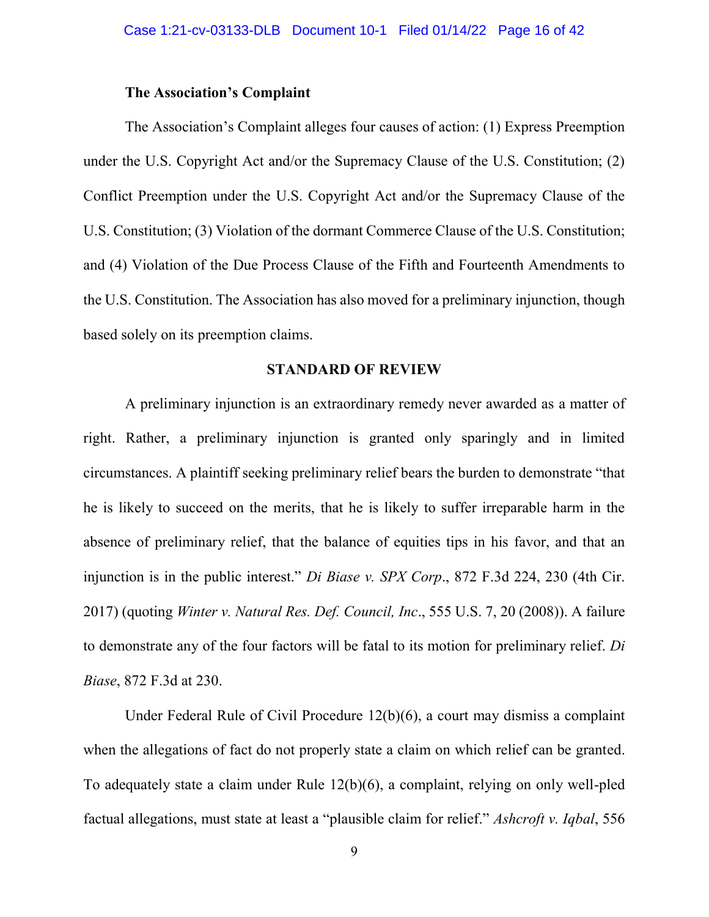**The Association's Complaint**

The Association's Complaint alleges four causes of action: (1) Express Preemption under the U.S. Copyright Act and/or the Supremacy Clause of the U.S. Constitution; (2) Conflict Preemption under the U.S. Copyright Act and/or the Supremacy Clause of the U.S. Constitution; (3) Violation of the dormant Commerce Clause of the U.S. Constitution; and (4) Violation of the Due Process Clause of the Fifth and Fourteenth Amendments to the U.S. Constitution. The Association has also moved for a preliminary injunction, though based solely on its preemption claims.

## STANDARD OF REVIEW

A preliminary injunction is an extraordinary remedy never awarded as a matter of right. Rather, a preliminary injunction is granted only sparingly and in limited circumstances. A plaintiff seeking preliminary relief bears the burden to demonstrate "that he is likely to succeed on the merits, that he is likely to suffer irreparable harm in the absence of preliminary relief, that the balance of equities tips in his favor, and that an injunction is in the public interest." *Di Biase v. SPX Corp*., 872 F.3d 224, 230 (4th Cir. 2017) (quoting *Winter v. Natural Res. Def. Council, Inc*., 555 U.S. 7, 20 (2008)). A failure to demonstrate any of the four factors will be fatal to its motion for preliminary relief. *Di Biase*, 872 F.3d at 230.

Under Federal Rule of Civil Procedure 12(b)(6), a court may dismiss a complaint when the allegations of fact do not properly state a claim on which relief can be granted. To adequately state a claim under Rule 12(b)(6), a complaint, relying on only well-pled factual allegations, must state at least a "plausible claim for relief." *Ashcroft v. Iqbal*, 556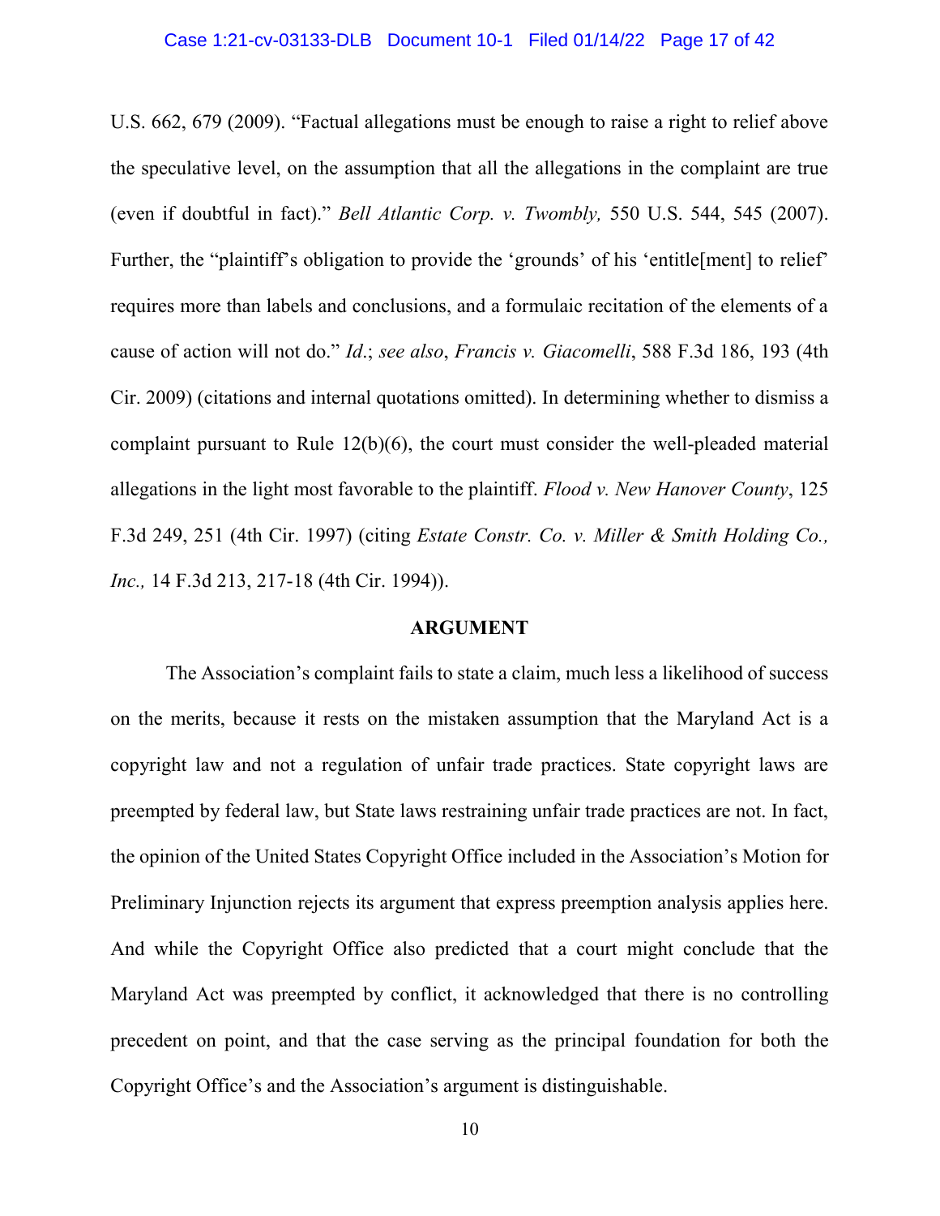U.S. 662, 679 (2009). "Factual allegations must be enough to raise a right to relief above the speculative level, on the assumption that all the allegations in the complaint are true (even if doubtful in fact)." *Bell Atlantic Corp. v. Twombly,* 550 U.S. 544, 545 (2007). Further, the "plaintiff's obligation to provide the 'grounds' of his 'entitle[ment] to relief' requires more than labels and conclusions, and a formulaic recitation of the elements of a cause of action will not do." *Id*.; *see also*, *Francis v. Giacomelli*, 588 F.3d 186, 193 (4th Cir. 2009) (citations and internal quotations omitted). In determining whether to dismiss a complaint pursuant to Rule 12(b)(6), the court must consider the well-pleaded material allegations in the light most favorable to the plaintiff. *Flood v. New Hanover County*, 125 F.3d 249, 251 (4th Cir. 1997) (citing *Estate Constr. Co. v. Miller & Smith Holding Co., Inc.,* 14 F.3d 213, 217-18 (4th Cir. 1994)).

## ARGUMENT

The Association's complaint fails to state a claim, much less a likelihood of success on the merits, because it rests on the mistaken assumption that the Maryland Act is a copyright law and not a regulation of unfair trade practices. State copyright laws are preempted by federal law, but State laws restraining unfair trade practices are not. In fact, the opinion of the United States Copyright Office included in the Association's Motion for Preliminary Injunction rejects its argument that express preemption analysis applies here. And while the Copyright Office also predicted that a court might conclude that the Maryland Act was preempted by conflict, it acknowledged that there is no controlling precedent on point, and that the case serving as the principal foundation for both the Copyright Office's and the Association's argument is distinguishable.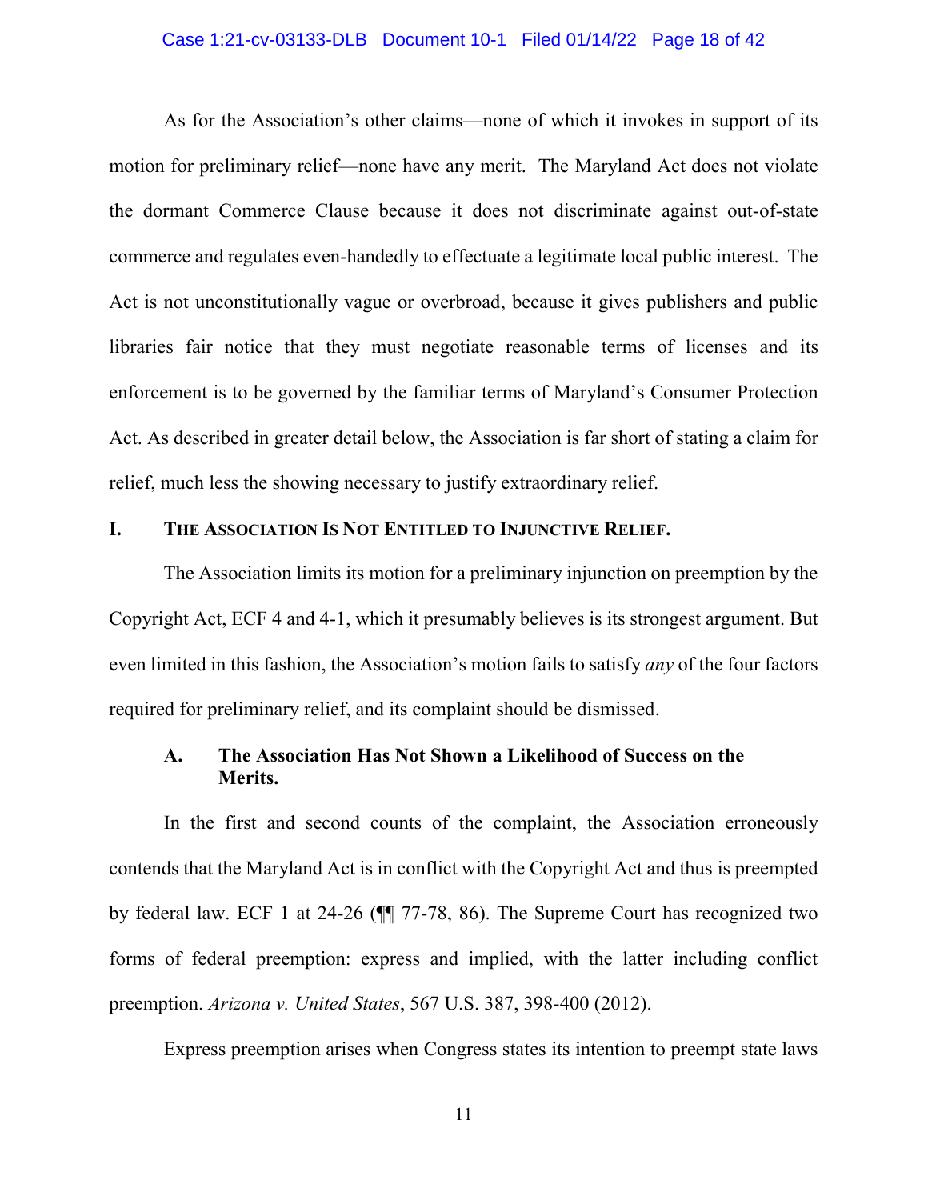As for the Association's other claims—none of which it invokes in support of its motion for preliminary relief—none have any merit. The Maryland Act does not violate the dormant Commerce Clause because it does not discriminate against out-of-state commerce and regulates even-handedly to effectuate a legitimate local public interest. The Act is not unconstitutionally vague or overbroad, because it gives publishers and public libraries fair notice that they must negotiate reasonable terms of licenses and its enforcement is to be governed by the familiar terms of Maryland's Consumer Protection Act. As described in greater detail below, the Association is far short of stating a claim for relief, much less the showing necessary to justify extraordinary relief.

## I. THE ASSOCIATION IS NOT ENTITLED TO INJUNCTIVE RELIEF.

The Association limits its motion for a preliminary injunction on preemption by the Copyright Act, ECF 4 and 4-1, which it presumably believes is its strongest argument. But even limited in this fashion, the Association's motion fails to satisfy *any* of the four factors required for preliminary relief, and its complaint should be dismissed.

### A. The Association Has Not Shown a Likelihood of Success on the Merits.

In the first and second counts of the complaint, the Association erroneously contends that the Maryland Act is in conflict with the Copyright Act and thus is preempted by federal law. ECF 1 at 24-26 (¶¶ 77-78, 86). The Supreme Court has recognized two forms of federal preemption: express and implied, with the latter including conflict preemption. *Arizona v. United States*, 567 U.S. 387, 398-400 (2012).

Express preemption arises when Congress states its intention to preempt state laws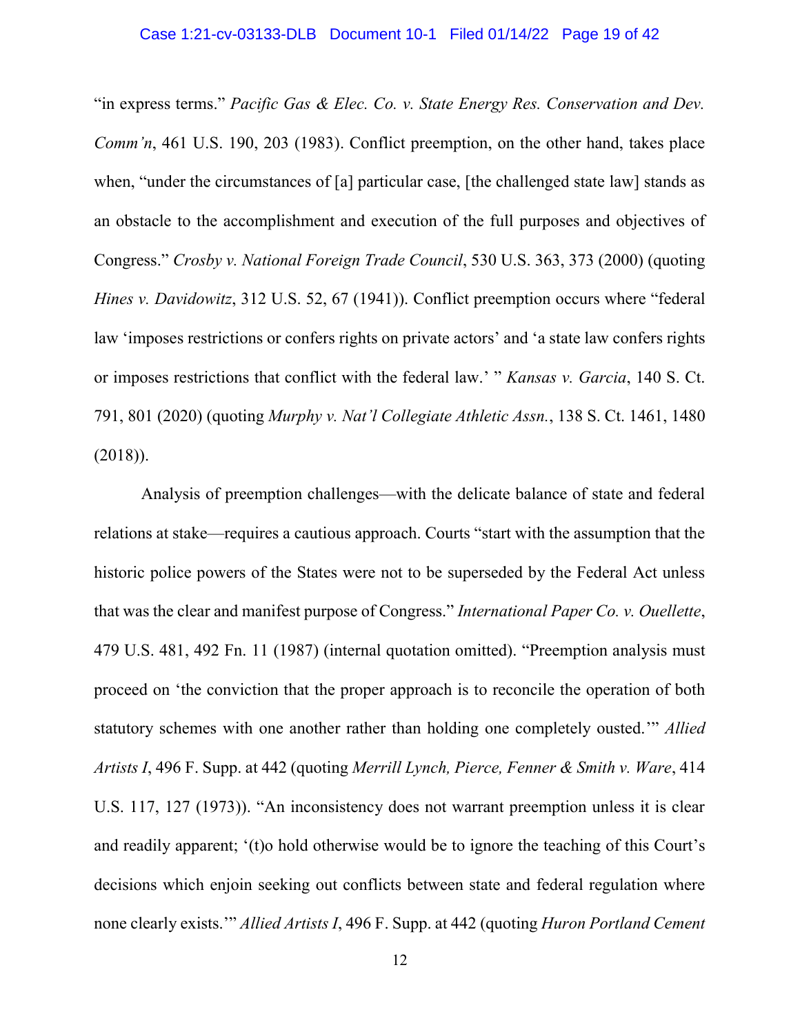"in express terms." *Pacific Gas & Elec. Co. v. State Energy Res. Conservation and Dev. Comm'n*, 461 U.S. 190, 203 (1983). Conflict preemption, on the other hand, takes place when, "under the circumstances of [a] particular case, [the challenged state law] stands as an obstacle to the accomplishment and execution of the full purposes and objectives of Congress." *Crosby v. National Foreign Trade Council*, 530 U.S. 363, 373 (2000) (quoting *Hines v. Davidowitz*, 312 U.S. 52, 67 (1941)). Conflict preemption occurs where "federal law 'imposes restrictions or confers rights on private actors' and 'a state law confers rights or imposes restrictions that conflict with the federal law.' " *Kansas v. Garcia*, 140 S. Ct. 791, 801 (2020) (quoting *Murphy v. Nat'l Collegiate Athletic Assn.*, 138 S. Ct. 1461, 1480 (2018)).

Analysis of preemption challenges—with the delicate balance of state and federal relations at stake—requires a cautious approach. Courts "start with the assumption that the historic police powers of the States were not to be superseded by the Federal Act unless that was the clear and manifest purpose of Congress." *International Paper Co. v. Ouellette*, 479 U.S. 481, 492 Fn. 11 (1987) (internal quotation omitted). "Preemption analysis must proceed on 'the conviction that the proper approach is to reconcile the operation of both statutory schemes with one another rather than holding one completely ousted.'" *Allied Artists I*, 496 F. Supp. at 442 (quoting *Merrill Lynch, Pierce, Fenner & Smith v. Ware*, 414 U.S. 117, 127 (1973)). "An inconsistency does not warrant preemption unless it is clear and readily apparent; '(t)o hold otherwise would be to ignore the teaching of this Court's decisions which enjoin seeking out conflicts between state and federal regulation where none clearly exists.'" *Allied Artists I*, 496 F. Supp. at 442 (quoting *Huron Portland Cement*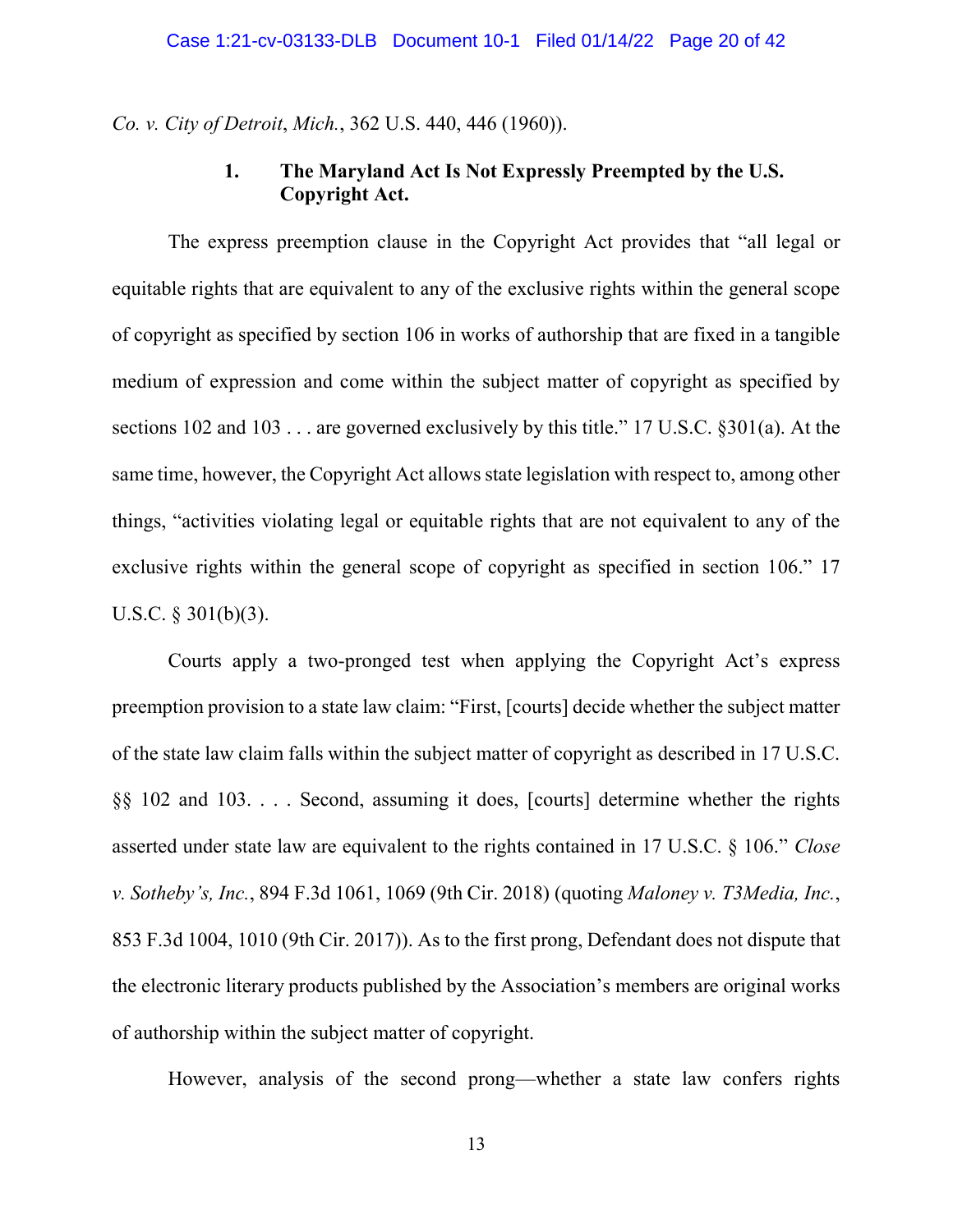*Co. v. City of Detroit*, *Mich.*, 362 U.S. 440, 446 (1960)).

### 1. The Maryland Act Is Not Expressly Preempted by the U.S. Copyright Act.

The express preemption clause in the Copyright Act provides that "all legal or equitable rights that are equivalent to any of the exclusive rights within the general scope of copyright as specified by section 106 in works of authorship that are fixed in a tangible medium of expression and come within the subject matter of copyright as specified by sections 102 and 103 . . . are governed exclusively by this title." 17 U.S.C. §301(a). At the same time, however, the Copyright Act allows state legislation with respect to, among other things, "activities violating legal or equitable rights that are not equivalent to any of the exclusive rights within the general scope of copyright as specified in section 106." 17 U.S.C. § 301(b)(3).

Courts apply a two-pronged test when applying the Copyright Act's express preemption provision to a state law claim: "First, [courts] decide whether the subject matter of the state law claim falls within the subject matter of copyright as described in 17 U.S.C. §§ 102 and 103. . . . Second, assuming it does, [courts] determine whether the rights asserted under state law are equivalent to the rights contained in 17 U.S.C. § 106." *Close v. Sotheby's, Inc.*, 894 F.3d 1061, 1069 (9th Cir. 2018) (quoting *Maloney v. T3Media, Inc.*, 853 F.3d 1004, 1010 (9th Cir. 2017)). As to the first prong, Defendant does not dispute that the electronic literary products published by the Association's members are original works of authorship within the subject matter of copyright.

However, analysis of the second prong—whether a state law confers rights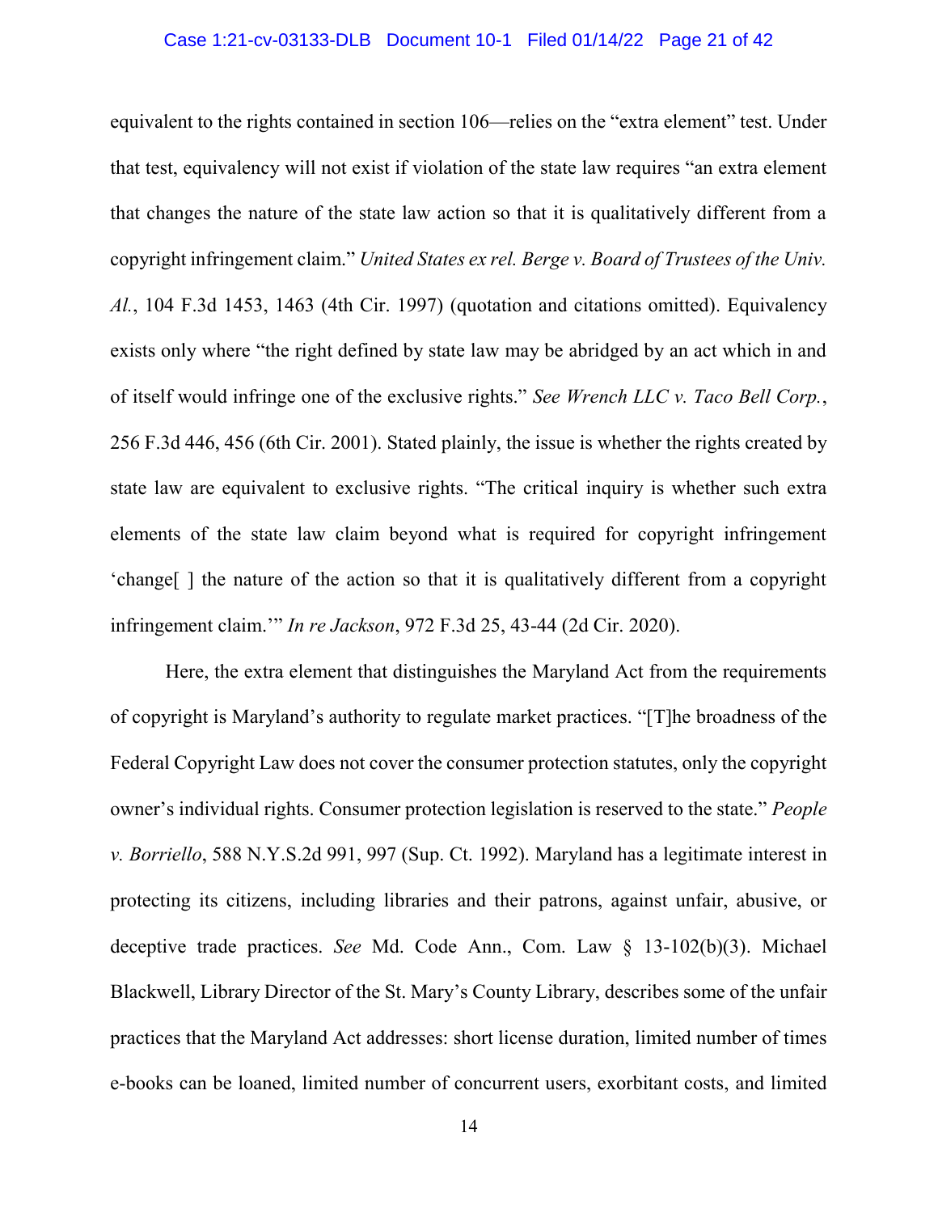equivalent to the rights contained in section 106—relies on the "extra element" test. Under that test, equivalency will not exist if violation of the state law requires "an extra element that changes the nature of the state law action so that it is qualitatively different from a copyright infringement claim." *United States ex rel. Berge v. Board of Trustees of the Univ. Al.*, 104 F.3d 1453, 1463 (4th Cir. 1997) (quotation and citations omitted). Equivalency exists only where "the right defined by state law may be abridged by an act which in and of itself would infringe one of the exclusive rights." *See Wrench LLC v. Taco Bell Corp.*, 256 F.3d 446, 456 (6th Cir. 2001). Stated plainly, the issue is whether the rights created by state law are equivalent to exclusive rights. "The critical inquiry is whether such extra elements of the state law claim beyond what is required for copyright infringement 'change[ ] the nature of the action so that it is qualitatively different from a copyright infringement claim.'" *In re Jackson*, 972 F.3d 25, 43-44 (2d Cir. 2020).

Here, the extra element that distinguishes the Maryland Act from the requirements of copyright is Maryland's authority to regulate market practices. "[T]he broadness of the Federal Copyright Law does not cover the consumer protection statutes, only the copyright owner's individual rights. Consumer protection legislation is reserved to the state." *People v. Borriello*, 588 N.Y.S.2d 991, 997 (Sup. Ct. 1992). Maryland has a legitimate interest in protecting its citizens, including libraries and their patrons, against unfair, abusive, or deceptive trade practices. *See* Md. Code Ann., Com. Law § 13-102(b)(3). Michael Blackwell, Library Director of the St. Mary's County Library, describes some of the unfair practices that the Maryland Act addresses: short license duration, limited number of times e-books can be loaned, limited number of concurrent users, exorbitant costs, and limited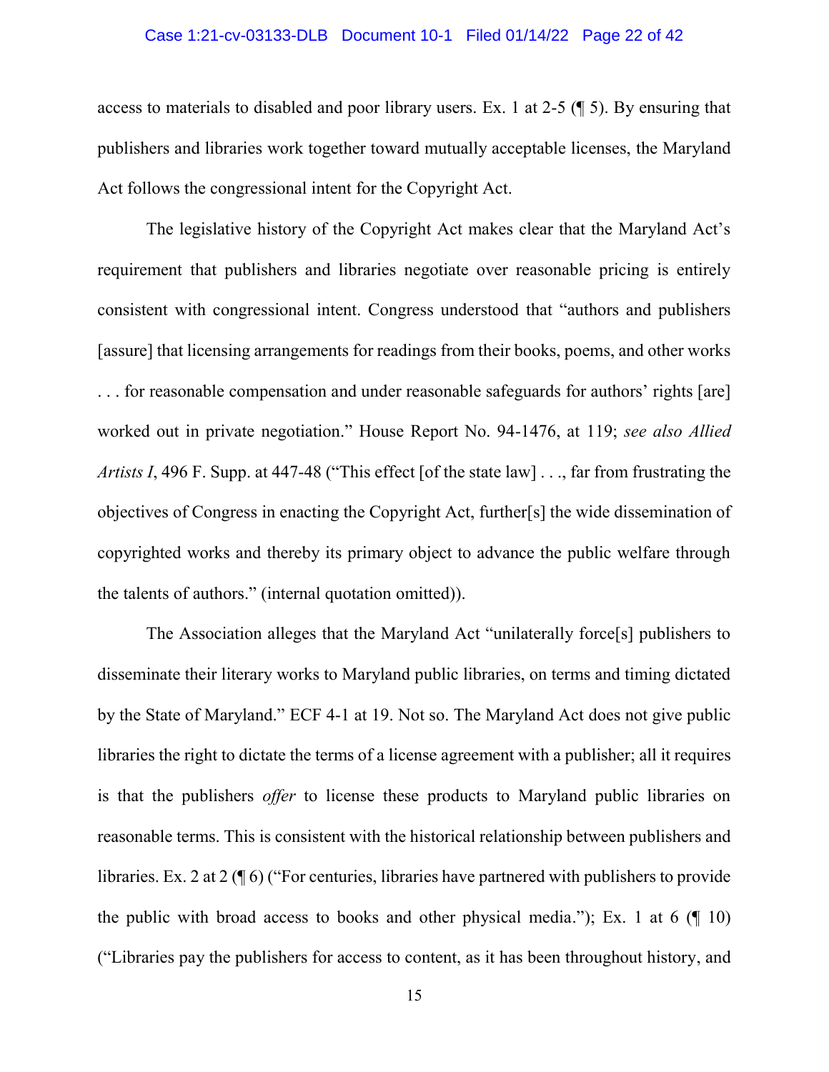access to materials to disabled and poor library users. Ex. 1 at 2-5 (¶ 5). By ensuring that publishers and libraries work together toward mutually acceptable licenses, the Maryland Act follows the congressional intent for the Copyright Act.

The legislative history of the Copyright Act makes clear that the Maryland Act's requirement that publishers and libraries negotiate over reasonable pricing is entirely consistent with congressional intent. Congress understood that "authors and publishers [assure] that licensing arrangements for readings from their books, poems, and other works . . . for reasonable compensation and under reasonable safeguards for authors' rights [are] worked out in private negotiation." House Report No. 94-1476, at 119; *see also Allied Artists I*, 496 F. Supp. at 447-48 ("This effect [of the state law] . . ., far from frustrating the objectives of Congress in enacting the Copyright Act, further[s] the wide dissemination of copyrighted works and thereby its primary object to advance the public welfare through the talents of authors." (internal quotation omitted)).

The Association alleges that the Maryland Act "unilaterally force[s] publishers to disseminate their literary works to Maryland public libraries, on terms and timing dictated by the State of Maryland." ECF 4-1 at 19. Not so. The Maryland Act does not give public libraries the right to dictate the terms of a license agreement with a publisher; all it requires is that the publishers *offer* to license these products to Maryland public libraries on reasonable terms. This is consistent with the historical relationship between publishers and libraries. Ex. 2 at 2 (¶ 6) ("For centuries, libraries have partnered with publishers to provide the public with broad access to books and other physical media."); Ex. 1 at 6 (¶ 10) ("Libraries pay the publishers for access to content, as it has been throughout history, and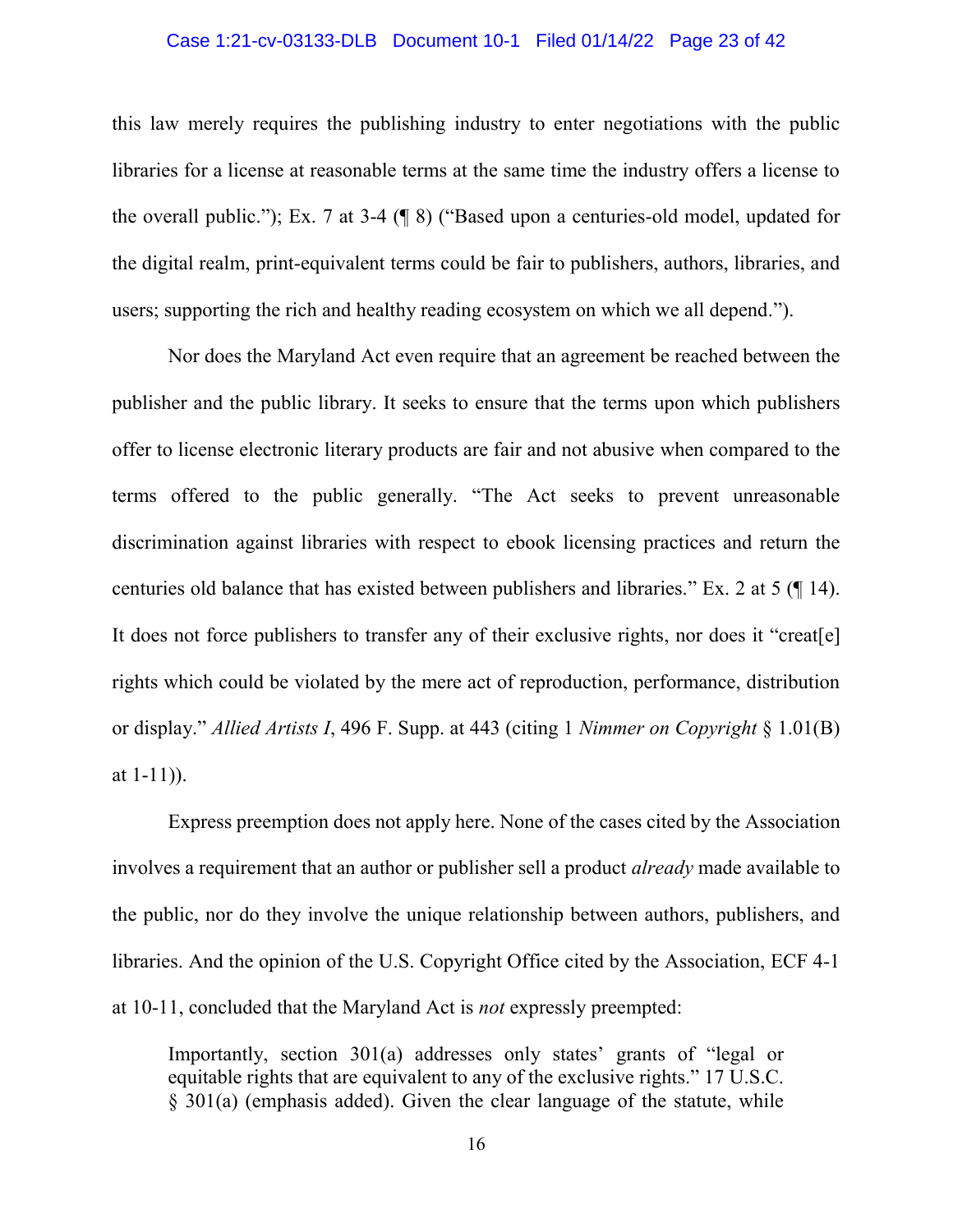this law merely requires the publishing industry to enter negotiations with the public libraries for a license at reasonable terms at the same time the industry offers a license to the overall public."); Ex. 7 at 3-4 (¶ 8) ("Based upon a centuries-old model, updated for the digital realm, print-equivalent terms could be fair to publishers, authors, libraries, and users; supporting the rich and healthy reading ecosystem on which we all depend.").

Nor does the Maryland Act even require that an agreement be reached between the publisher and the public library. It seeks to ensure that the terms upon which publishers offer to license electronic literary products are fair and not abusive when compared to the terms offered to the public generally. "The Act seeks to prevent unreasonable discrimination against libraries with respect to ebook licensing practices and return the centuries old balance that has existed between publishers and libraries." Ex. 2 at 5 (¶ 14). It does not force publishers to transfer any of their exclusive rights, nor does it "creat[e] rights which could be violated by the mere act of reproduction, performance, distribution or display." *Allied Artists I*, 496 F. Supp. at 443 (citing 1 *Nimmer on Copyright* § 1.01(B) at 1-11)).

Express preemption does not apply here. None of the cases cited by the Association involves a requirement that an author or publisher sell a product *already* made available to the public, nor do they involve the unique relationship between authors, publishers, and libraries. And the opinion of the U.S. Copyright Office cited by the Association, ECF 4-1 at 10-11, concluded that the Maryland Act is *not* expressly preempted:

> Importantly, section 301(a) addresses only states' grants of "legal or equitable rights that are equivalent to any of the exclusive rights." 17 U.S.C. § 301(a) (emphasis added). Given the clear language of the statute, while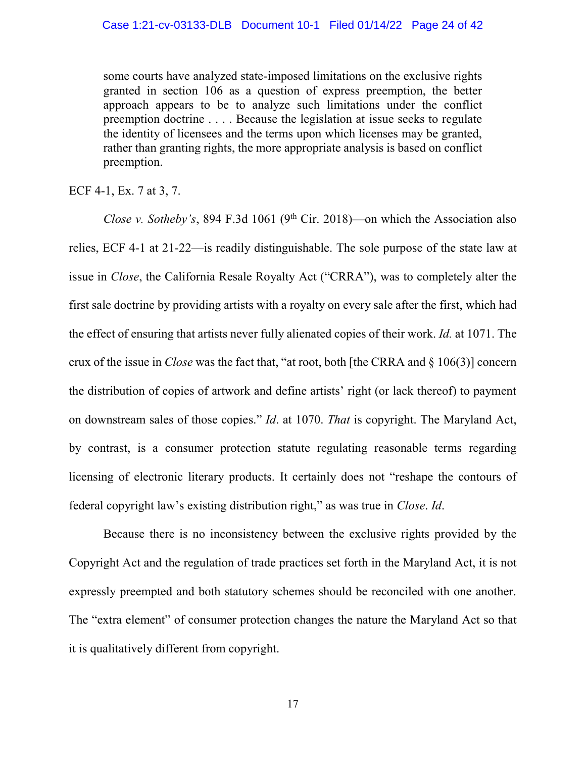> some courts have analyzed state-imposed limitations on the exclusive rights granted in section 106 as a question of express preemption, the better approach appears to be to analyze such limitations under the conflict preemption doctrine . . . . Because the legislation at issue seeks to regulate the identity of licensees and the terms upon which licenses may be granted, rather than granting rights, the more appropriate analysis is based on conflict preemption.

ECF 4-1, Ex. 7 at 3, 7.

*Close v. Sotheby's*, 894 F.3d 1061 (9th Cir. 2018)—on which the Association also relies, ECF 4-1 at 21-22—is readily distinguishable. The sole purpose of the state law at issue in *Close*, the California Resale Royalty Act ("CRRA"), was to completely alter the first sale doctrine by providing artists with a royalty on every sale after the first, which had the effect of ensuring that artists never fully alienated copies of their work. *Id.* at 1071. The crux of the issue in *Close* was the fact that, "at root, both [the CRRA and § 106(3)] concern the distribution of copies of artwork and define artists' right (or lack thereof) to payment on downstream sales of those copies." *Id*. at 1070. *That* is copyright. The Maryland Act, by contrast, is a consumer protection statute regulating reasonable terms regarding licensing of electronic literary products. It certainly does not "reshape the contours of federal copyright law's existing distribution right," as was true in *Close*. *Id*.

Because there is no inconsistency between the exclusive rights provided by the Copyright Act and the regulation of trade practices set forth in the Maryland Act, it is not expressly preempted and both statutory schemes should be reconciled with one another. The "extra element" of consumer protection changes the nature the Maryland Act so that it is qualitatively different from copyright.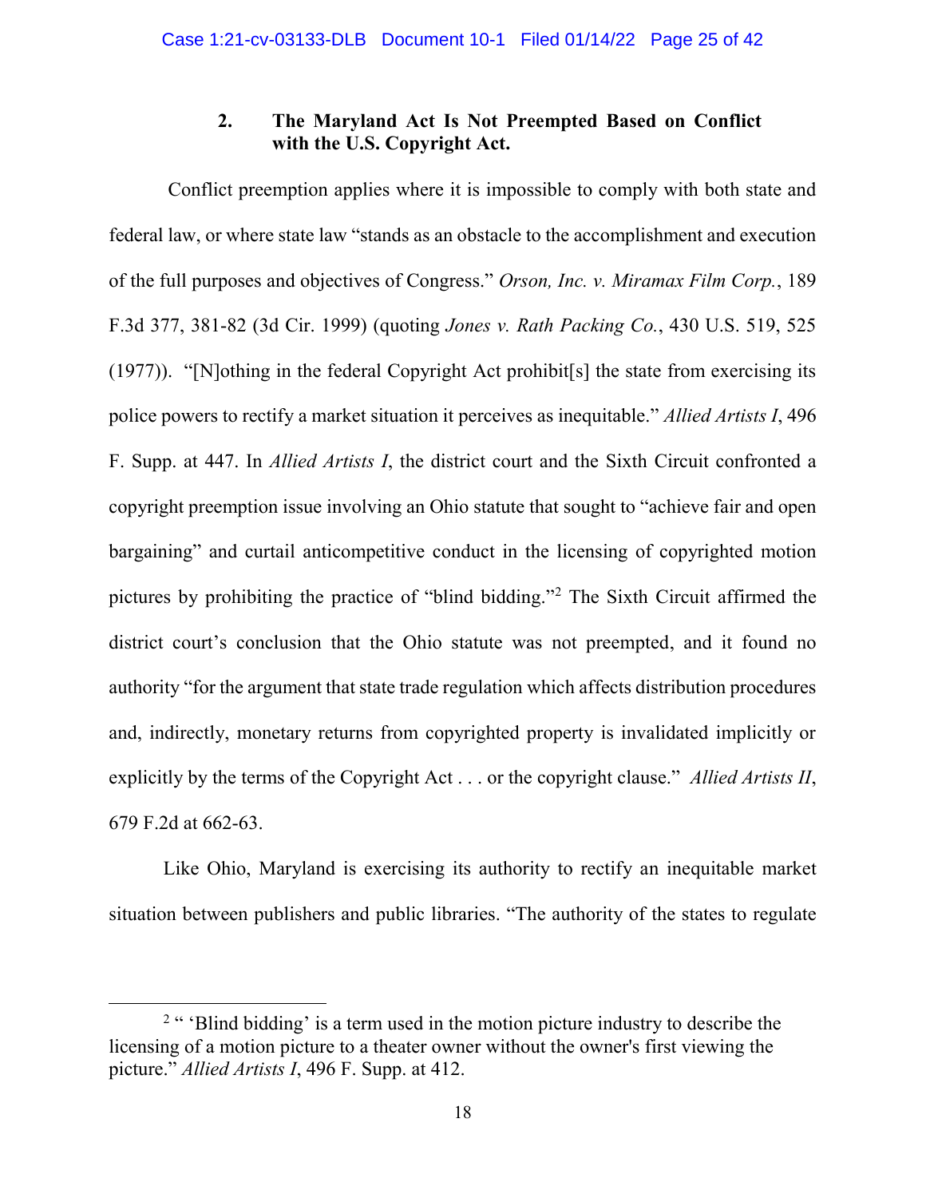### 2. The Maryland Act Is Not Preempted Based on Conflict with the U.S. Copyright Act.

Conflict preemption applies where it is impossible to comply with both state and federal law, or where state law "stands as an obstacle to the accomplishment and execution of the full purposes and objectives of Congress." *Orson, Inc. v. Miramax Film Corp.*, 189 F.3d 377, 381-82 (3d Cir. 1999) (quoting *Jones v. Rath Packing Co.*, 430 U.S. 519, 525 (1977)). "[N]othing in the federal Copyright Act prohibit[s] the state from exercising its police powers to rectify a market situation it perceives as inequitable." *Allied Artists I*, 496 F. Supp. at 447. In *Allied Artists I*, the district court and the Sixth Circuit confronted a copyright preemption issue involving an Ohio statute that sought to "achieve fair and open bargaining" and curtail anticompetitive conduct in the licensing of copyrighted motion pictures by prohibiting the practice of "blind bidding."[2] The Sixth Circuit affirmed the district court's conclusion that the Ohio statute was not preempted, and it found no authority "for the argument that state trade regulation which affects distribution procedures and, indirectly, monetary returns from copyrighted property is invalidated implicitly or explicitly by the terms of the Copyright Act . . . or the copyright clause." *Allied Artists II*, 679 F.2d at 662-63.

Like Ohio, Maryland is exercising its authority to rectify an inequitable market situation between publishers and public libraries. "The authority of the states to regulate

[2] " 'Blind bidding' is a term used in the motion picture industry to describe the licensing of a motion picture to a theater owner without the owner's first viewing the picture." *Allied Artists I*, 496 F. Supp. at 412.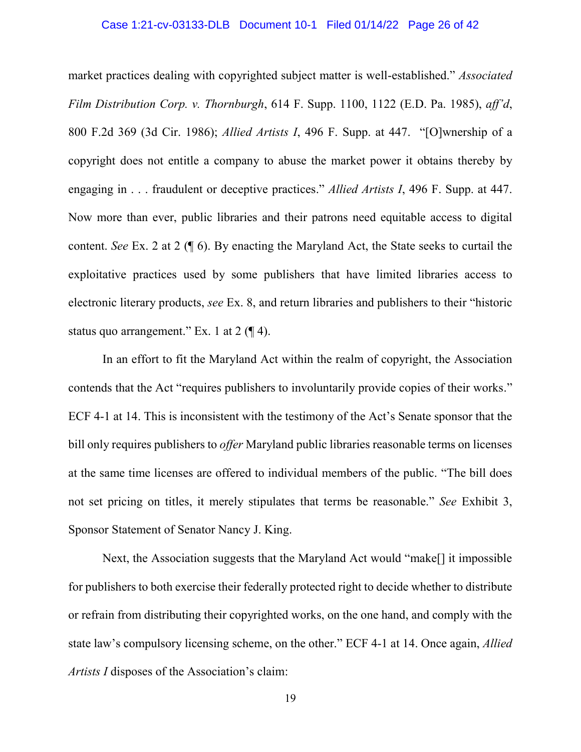market practices dealing with copyrighted subject matter is well-established." *Associated Film Distribution Corp. v. Thornburgh*, 614 F. Supp. 1100, 1122 (E.D. Pa. 1985), *aff'd*, 800 F.2d 369 (3d Cir. 1986); *Allied Artists I*, 496 F. Supp. at 447. "[O]wnership of a copyright does not entitle a company to abuse the market power it obtains thereby by engaging in . . . fraudulent or deceptive practices." *Allied Artists I*, 496 F. Supp. at 447. Now more than ever, public libraries and their patrons need equitable access to digital content. *See* Ex. 2 at 2 (¶ 6). By enacting the Maryland Act, the State seeks to curtail the exploitative practices used by some publishers that have limited libraries access to electronic literary products, *see* Ex. 8, and return libraries and publishers to their "historic status quo arrangement." Ex. 1 at 2 (¶ 4).

In an effort to fit the Maryland Act within the realm of copyright, the Association contends that the Act "requires publishers to involuntarily provide copies of their works." ECF 4-1 at 14. This is inconsistent with the testimony of the Act's Senate sponsor that the bill only requires publishers to *offer* Maryland public libraries reasonable terms on licenses at the same time licenses are offered to individual members of the public. "The bill does not set pricing on titles, it merely stipulates that terms be reasonable." *See* Exhibit 3, Sponsor Statement of Senator Nancy J. King.

Next, the Association suggests that the Maryland Act would "make[] it impossible for publishers to both exercise their federally protected right to decide whether to distribute or refrain from distributing their copyrighted works, on the one hand, and comply with the state law's compulsory licensing scheme, on the other." ECF 4-1 at 14. Once again, *Allied Artists I* disposes of the Association's claim: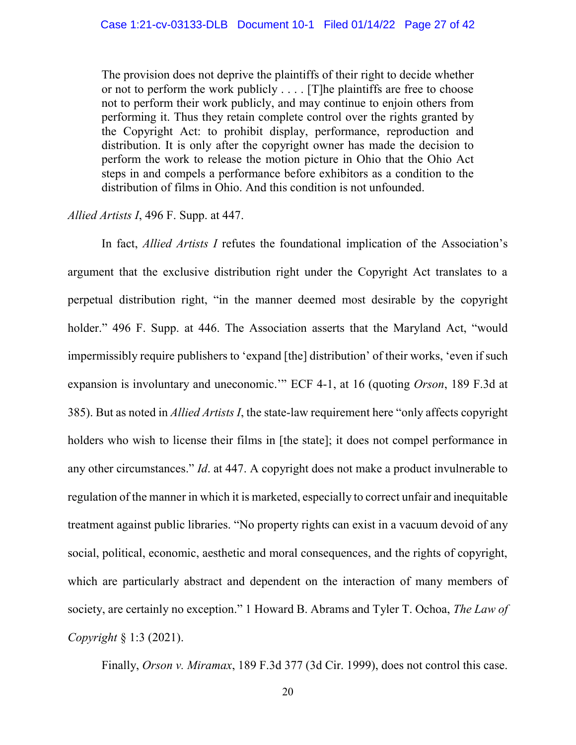> The provision does not deprive the plaintiffs of their right to decide whether or not to perform the work publicly . . . . [T]he plaintiffs are free to choose not to perform their work publicly, and may continue to enjoin others from performing it. Thus they retain complete control over the rights granted by the Copyright Act: to prohibit display, performance, reproduction and distribution. It is only after the copyright owner has made the decision to perform the work to release the motion picture in Ohio that the Ohio Act steps in and compels a performance before exhibitors as a condition to the distribution of films in Ohio. And this condition is not unfounded.

*Allied Artists I*, 496 F. Supp. at 447.

In fact, *Allied Artists I* refutes the foundational implication of the Association's argument that the exclusive distribution right under the Copyright Act translates to a perpetual distribution right, "in the manner deemed most desirable by the copyright holder." 496 F. Supp. at 446. The Association asserts that the Maryland Act, "would impermissibly require publishers to 'expand [the] distribution' of their works, 'even if such expansion is involuntary and uneconomic.'" ECF 4-1, at 16 (quoting *Orson*, 189 F.3d at 385). But as noted in *Allied Artists I*, the state-law requirement here "only affects copyright holders who wish to license their films in [the state]; it does not compel performance in any other circumstances." *Id*. at 447. A copyright does not make a product invulnerable to regulation of the manner in which it is marketed, especially to correct unfair and inequitable treatment against public libraries. "No property rights can exist in a vacuum devoid of any social, political, economic, aesthetic and moral consequences, and the rights of copyright, which are particularly abstract and dependent on the interaction of many members of society, are certainly no exception." 1 Howard B. Abrams and Tyler T. Ochoa, *The Law of Copyright* § 1:3 (2021).

Finally, *Orson v. Miramax*, 189 F.3d 377 (3d Cir. 1999), does not control this case.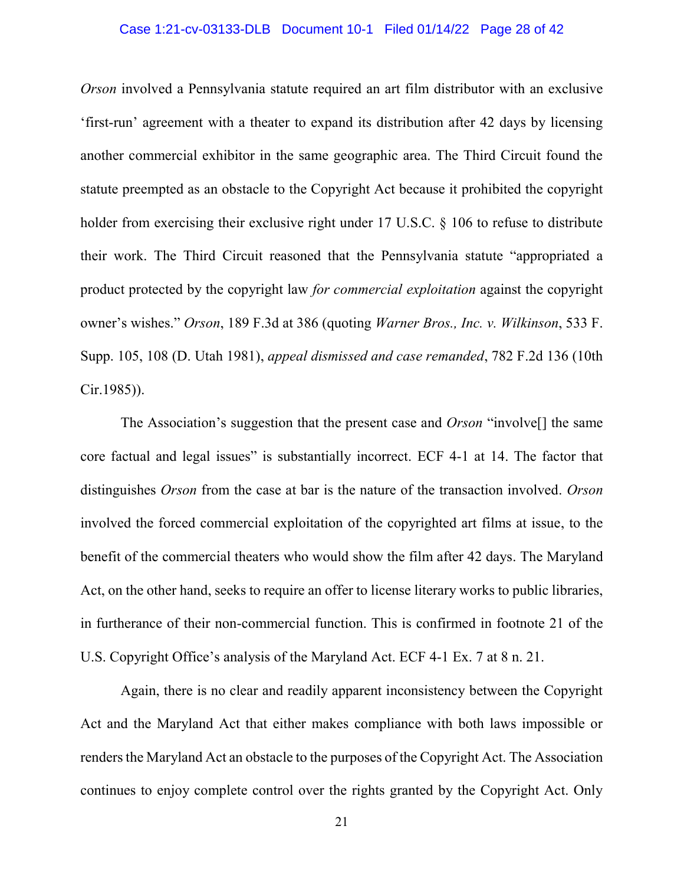*Orson* involved a Pennsylvania statute required an art film distributor with an exclusive 'first-run' agreement with a theater to expand its distribution after 42 days by licensing another commercial exhibitor in the same geographic area. The Third Circuit found the statute preempted as an obstacle to the Copyright Act because it prohibited the copyright holder from exercising their exclusive right under 17 U.S.C. § 106 to refuse to distribute their work. The Third Circuit reasoned that the Pennsylvania statute "appropriated a product protected by the copyright law *for commercial exploitation* against the copyright owner's wishes." *Orson*, 189 F.3d at 386 (quoting *Warner Bros., Inc. v. Wilkinson*, 533 F. Supp. 105, 108 (D. Utah 1981), *appeal dismissed and case remanded*, 782 F.2d 136 (10th Cir.1985)).

The Association's suggestion that the present case and *Orson* "involve[] the same core factual and legal issues" is substantially incorrect. ECF 4-1 at 14. The factor that distinguishes *Orson* from the case at bar is the nature of the transaction involved. *Orson* involved the forced commercial exploitation of the copyrighted art films at issue, to the benefit of the commercial theaters who would show the film after 42 days. The Maryland Act, on the other hand, seeks to require an offer to license literary works to public libraries, in furtherance of their non-commercial function. This is confirmed in footnote 21 of the U.S. Copyright Office's analysis of the Maryland Act. ECF 4-1 Ex. 7 at 8 n. 21.

Again, there is no clear and readily apparent inconsistency between the Copyright Act and the Maryland Act that either makes compliance with both laws impossible or renders the Maryland Act an obstacle to the purposes of the Copyright Act. The Association continues to enjoy complete control over the rights granted by the Copyright Act. Only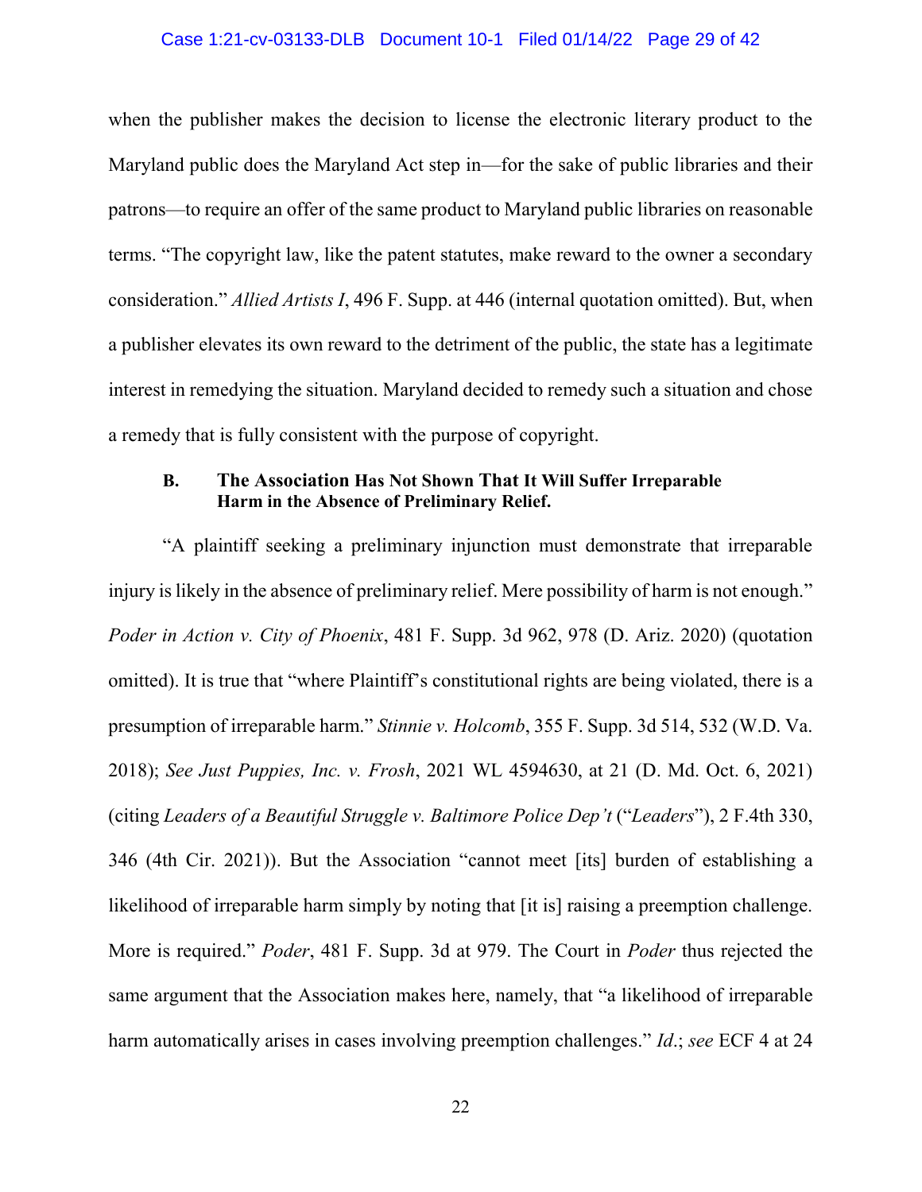when the publisher makes the decision to license the electronic literary product to the Maryland public does the Maryland Act step in—for the sake of public libraries and their patrons—to require an offer of the same product to Maryland public libraries on reasonable terms. "The copyright law, like the patent statutes, make reward to the owner a secondary consideration." *Allied Artists I*, 496 F. Supp. at 446 (internal quotation omitted). But, when a publisher elevates its own reward to the detriment of the public, the state has a legitimate interest in remedying the situation. Maryland decided to remedy such a situation and chose a remedy that is fully consistent with the purpose of copyright.

### B. The Association Has Not Shown That It Will Suffer Irreparable Harm in the Absence of Preliminary Relief.

"A plaintiff seeking a preliminary injunction must demonstrate that irreparable injury is likely in the absence of preliminary relief. Mere possibility of harm is not enough." *Poder in Action v. City of Phoenix*, 481 F. Supp. 3d 962, 978 (D. Ariz. 2020) (quotation omitted). It is true that "where Plaintiff's constitutional rights are being violated, there is a presumption of irreparable harm." *Stinnie v. Holcomb*, 355 F. Supp. 3d 514, 532 (W.D. Va. 2018); *See Just Puppies, Inc. v. Frosh*, 2021 WL 4594630, at 21 (D. Md. Oct. 6, 2021) (citing *Leaders of a Beautiful Struggle v. Baltimore Police Dep't* ("*Leaders*"), 2 F.4th 330, 346 (4th Cir. 2021)). But the Association "cannot meet [its] burden of establishing a likelihood of irreparable harm simply by noting that [it is] raising a preemption challenge. More is required." *Poder*, 481 F. Supp. 3d at 979. The Court in *Poder* thus rejected the same argument that the Association makes here, namely, that "a likelihood of irreparable harm automatically arises in cases involving preemption challenges." *Id.*; *see* ECF 4 at 24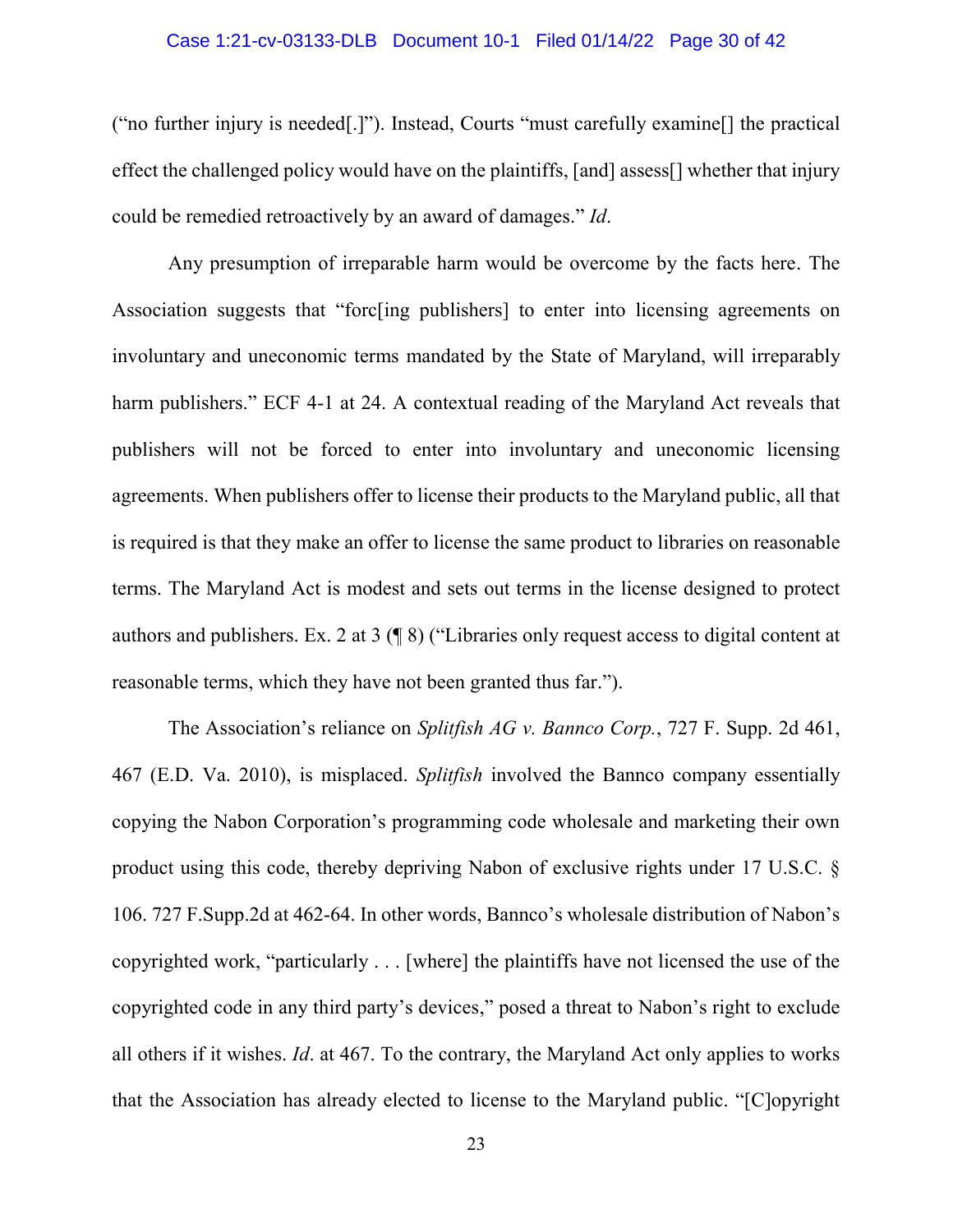("no further injury is needed[.]"). Instead, Courts "must carefully examine[] the practical effect the challenged policy would have on the plaintiffs, [and] assess[] whether that injury could be remedied retroactively by an award of damages." *Id*.

Any presumption of irreparable harm would be overcome by the facts here. The Association suggests that "forc[ing publishers] to enter into licensing agreements on involuntary and uneconomic terms mandated by the State of Maryland, will irreparably harm publishers." ECF 4-1 at 24. A contextual reading of the Maryland Act reveals that publishers will not be forced to enter into involuntary and uneconomic licensing agreements. When publishers offer to license their products to the Maryland public, all that is required is that they make an offer to license the same product to libraries on reasonable terms. The Maryland Act is modest and sets out terms in the license designed to protect authors and publishers. Ex. 2 at 3 (¶ 8) ("Libraries only request access to digital content at reasonable terms, which they have not been granted thus far.").

The Association's reliance on *Splitfish AG v. Bannco Corp.*, 727 F. Supp. 2d 461, 467 (E.D. Va. 2010), is misplaced. *Splitfish* involved the Bannco company essentially copying the Nabon Corporation's programming code wholesale and marketing their own product using this code, thereby depriving Nabon of exclusive rights under 17 U.S.C. § 106. 727 F.Supp.2d at 462-64. In other words, Bannco's wholesale distribution of Nabon's copyrighted work, "particularly . . . [where] the plaintiffs have not licensed the use of the copyrighted code in any third party's devices," posed a threat to Nabon's right to exclude all others if it wishes. *Id*. at 467. To the contrary, the Maryland Act only applies to works that the Association has already elected to license to the Maryland public. "[C]opyright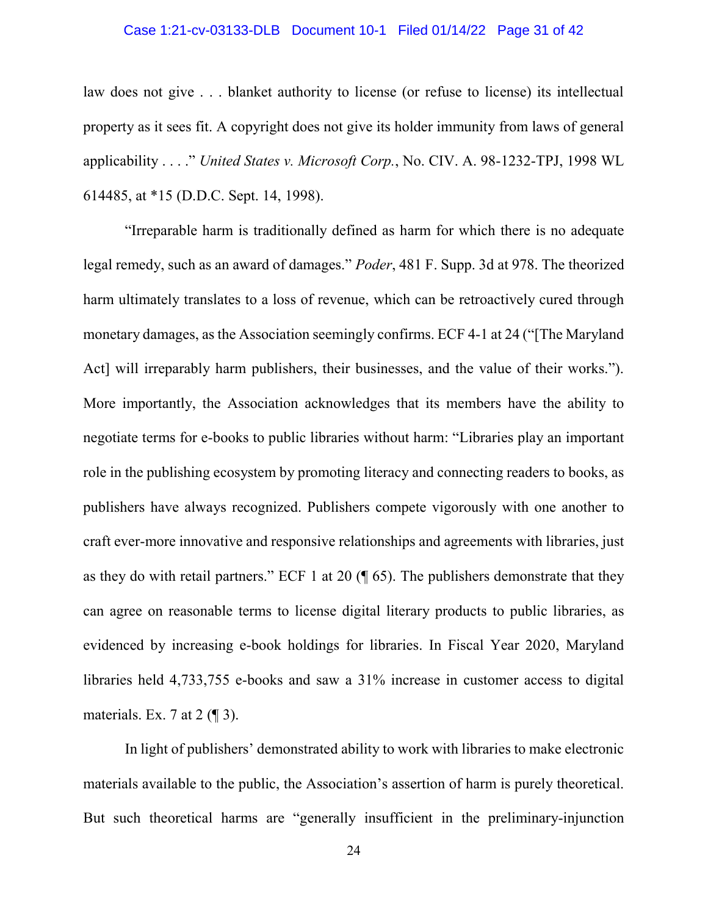law does not give . . . blanket authority to license (or refuse to license) its intellectual property as it sees fit. A copyright does not give its holder immunity from laws of general applicability . . . ." *United States v. Microsoft Corp.*, No. CIV. A. 98-1232-TPJ, 1998 WL 614485, at *15 (D.D.C. Sept. 14, 1998).

"Irreparable harm is traditionally defined as harm for which there is no adequate legal remedy, such as an award of damages." *Poder*, 481 F. Supp. 3d at 978. The theorized harm ultimately translates to a loss of revenue, which can be retroactively cured through monetary damages, as the Association seemingly confirms. ECF 4-1 at 24 ("[The Maryland Act] will irreparably harm publishers, their businesses, and the value of their works."). More importantly, the Association acknowledges that its members have the ability to negotiate terms for e-books to public libraries without harm: "Libraries play an important role in the publishing ecosystem by promoting literacy and connecting readers to books, as publishers have always recognized. Publishers compete vigorously with one another to craft ever-more innovative and responsive relationships and agreements with libraries, just as they do with retail partners." ECF 1 at 20 (¶ 65). The publishers demonstrate that they can agree on reasonable terms to license digital literary products to public libraries, as evidenced by increasing e-book holdings for libraries. In Fiscal Year 2020, Maryland libraries held 4,733,755 e-books and saw a 31% increase in customer access to digital materials. Ex. 7 at 2 (¶ 3).

In light of publishers' demonstrated ability to work with libraries to make electronic materials available to the public, the Association's assertion of harm is purely theoretical. But such theoretical harms are "generally insufficient in the preliminary-injunction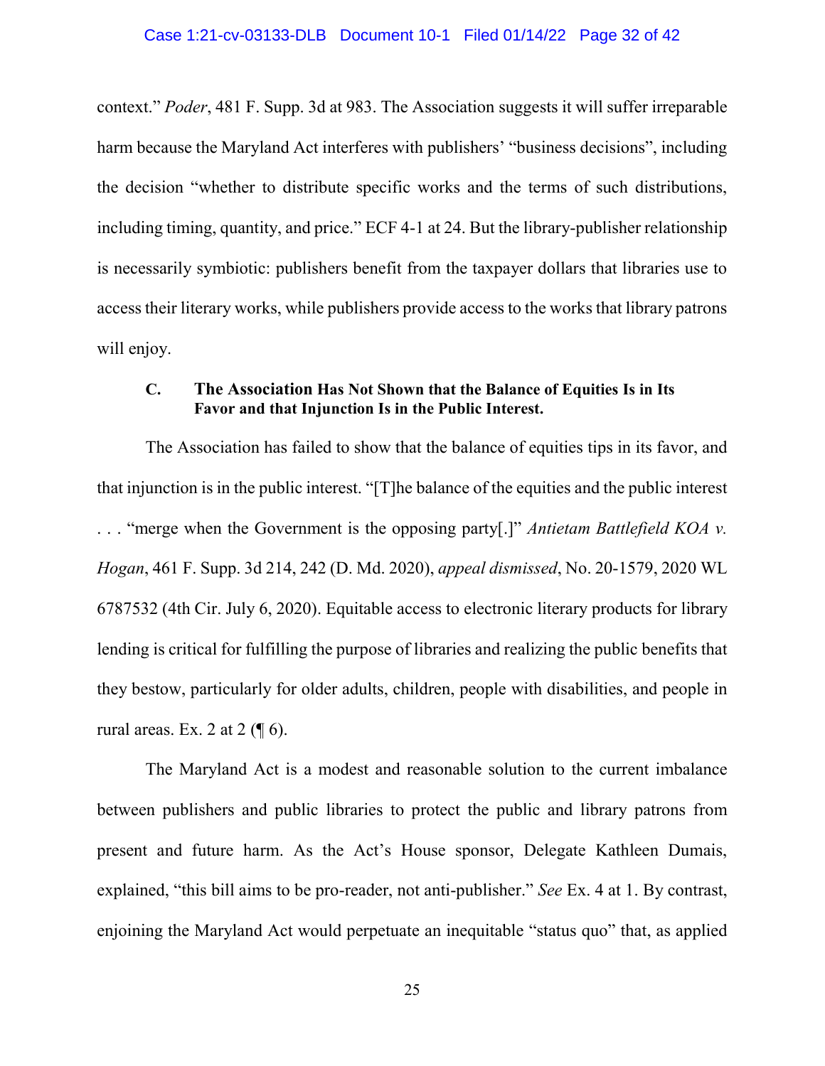context." *Poder*, 481 F. Supp. 3d at 983. The Association suggests it will suffer irreparable harm because the Maryland Act interferes with publishers' "business decisions", including the decision "whether to distribute specific works and the terms of such distributions, including timing, quantity, and price." ECF 4-1 at 24. But the library-publisher relationship is necessarily symbiotic: publishers benefit from the taxpayer dollars that libraries use to access their literary works, while publishers provide access to the works that library patrons will enjoy.

### C. The Association Has Not Shown that the Balance of Equities Is in Its Favor and that Injunction Is in the Public Interest.

The Association has failed to show that the balance of equities tips in its favor, and that injunction is in the public interest. "[T]he balance of the equities and the public interest . . . "merge when the Government is the opposing party[.]" *Antietam Battlefield KOA v. Hogan*, 461 F. Supp. 3d 214, 242 (D. Md. 2020), *appeal dismissed*, No. 20-1579, 2020 WL 6787532 (4th Cir. July 6, 2020). Equitable access to electronic literary products for library lending is critical for fulfilling the purpose of libraries and realizing the public benefits that they bestow, particularly for older adults, children, people with disabilities, and people in rural areas. Ex. 2 at 2 (¶ 6).

The Maryland Act is a modest and reasonable solution to the current imbalance between publishers and public libraries to protect the public and library patrons from present and future harm. As the Act's House sponsor, Delegate Kathleen Dumais, explained, "this bill aims to be pro-reader, not anti-publisher." *See* Ex. 4 at 1. By contrast, enjoining the Maryland Act would perpetuate an inequitable "status quo" that, as applied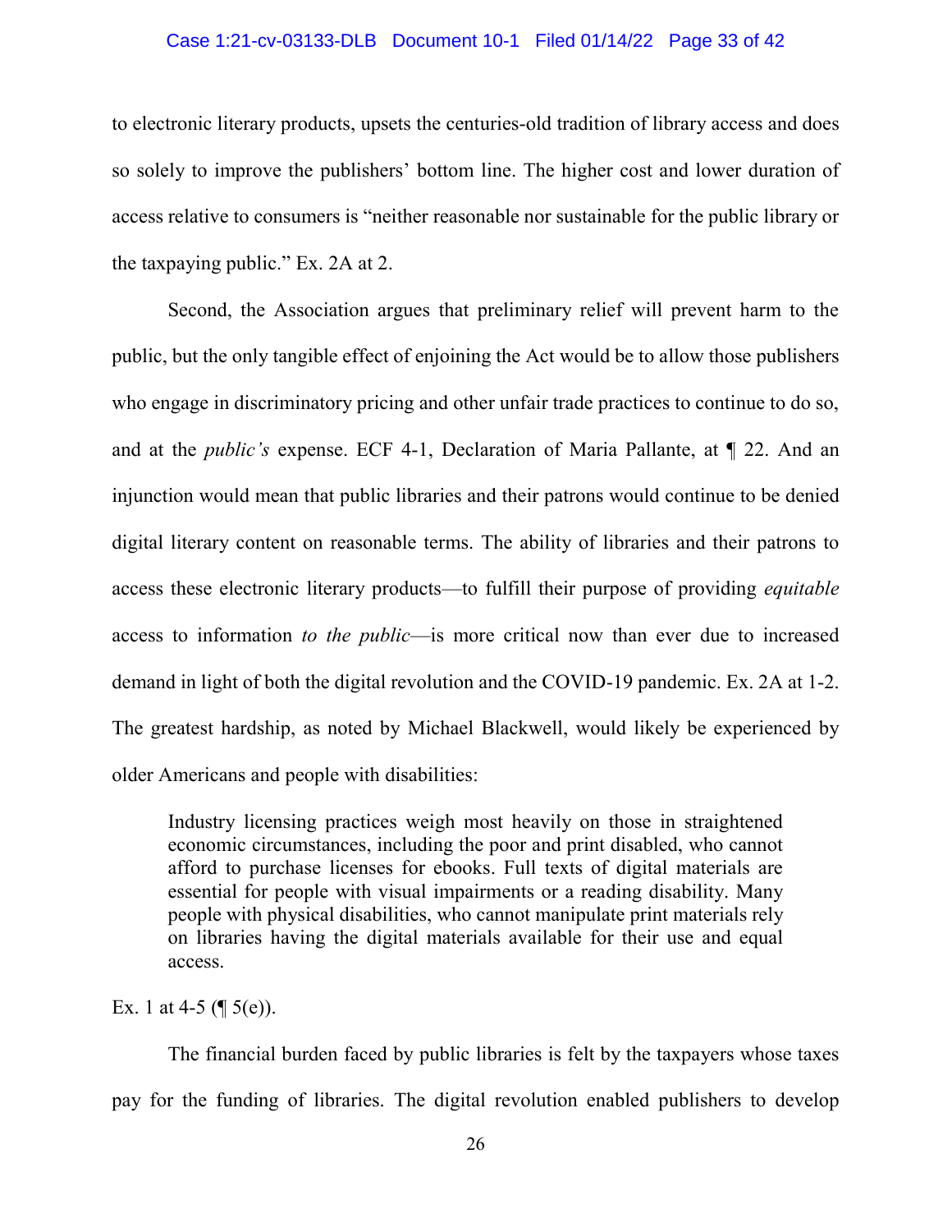to electronic literary products, upsets the centuries-old tradition of library access and does so solely to improve the publishers' bottom line. The higher cost and lower duration of access relative to consumers is "neither reasonable nor sustainable for the public library or the taxpaying public." Ex. 2A at 2.

Second, the Association argues that preliminary relief will prevent harm to the public, but the only tangible effect of enjoining the Act would be to allow those publishers who engage in discriminatory pricing and other unfair trade practices to continue to do so, and at the *public's* expense. ECF 4-1, Declaration of Maria Pallante, at ¶ 22. And an injunction would mean that public libraries and their patrons would continue to be denied digital literary content on reasonable terms. The ability of libraries and their patrons to access these electronic literary products—to fulfill their purpose of providing *equitable* access to information *to the public*—is more critical now than ever due to increased demand in light of both the digital revolution and the COVID-19 pandemic. Ex. 2A at 1-2. The greatest hardship, as noted by Michael Blackwell, would likely be experienced by older Americans and people with disabilities:

> Industry licensing practices weigh most heavily on those in straightened economic circumstances, including the poor and print disabled, who cannot afford to purchase licenses for ebooks. Full texts of digital materials are essential for people with visual impairments or a reading disability. Many people with physical disabilities, who cannot manipulate print materials rely on libraries having the digital materials available for their use and equal access.

Ex. 1 at 4-5 (¶ 5(e)).

The financial burden faced by public libraries is felt by the taxpayers whose taxes pay for the funding of libraries. The digital revolution enabled publishers to develop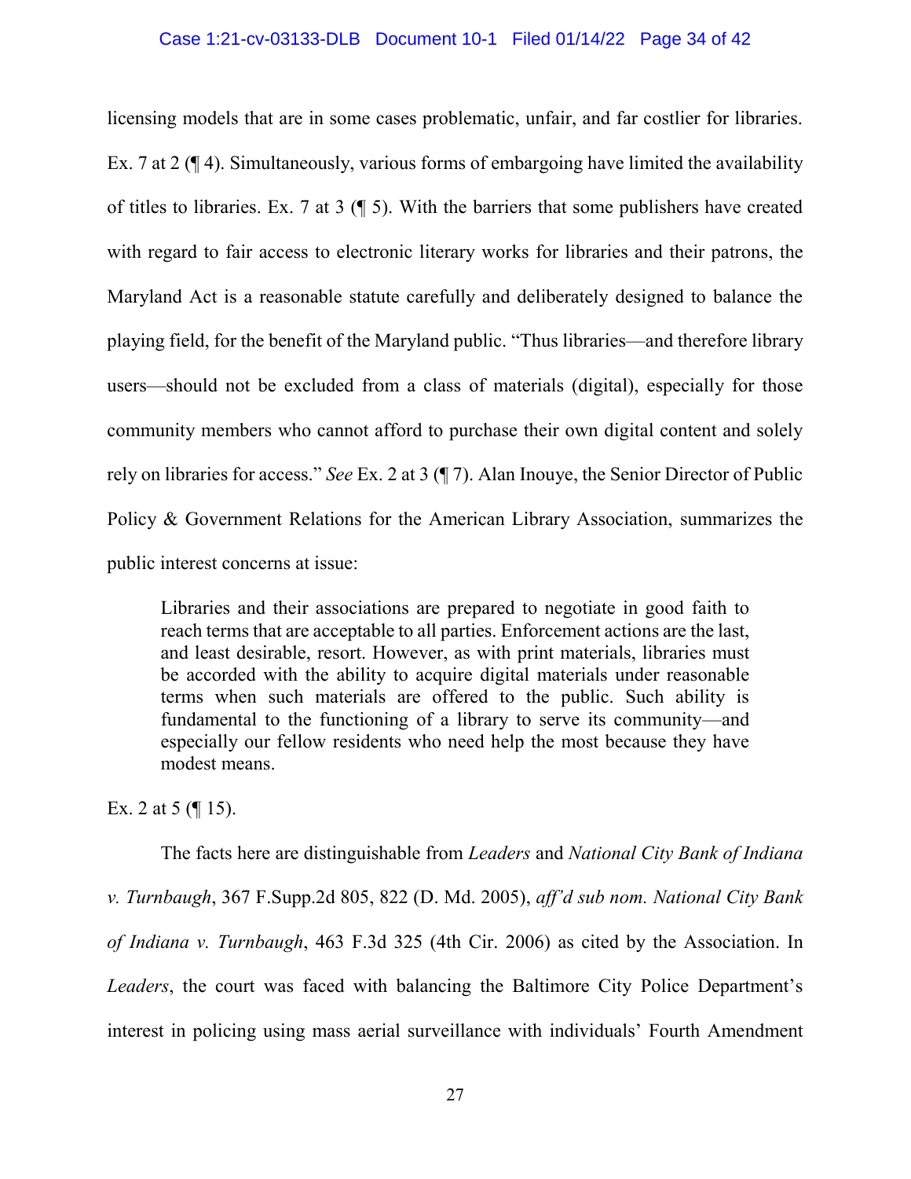licensing models that are in some cases problematic, unfair, and far costlier for libraries. Ex. 7 at 2 (¶ 4). Simultaneously, various forms of embargoing have limited the availability of titles to libraries. Ex. 7 at 3 (¶ 5). With the barriers that some publishers have created with regard to fair access to electronic literary works for libraries and their patrons, the Maryland Act is a reasonable statute carefully and deliberately designed to balance the playing field, for the benefit of the Maryland public. "Thus libraries—and therefore library users—should not be excluded from a class of materials (digital), especially for those community members who cannot afford to purchase their own digital content and solely rely on libraries for access." *See* Ex. 2 at 3 (¶ 7). Alan Inouye, the Senior Director of Public Policy & Government Relations for the American Library Association, summarizes the public interest concerns at issue:

> Libraries and their associations are prepared to negotiate in good faith to reach terms that are acceptable to all parties. Enforcement actions are the last, and least desirable, resort. However, as with print materials, libraries must be accorded with the ability to acquire digital materials under reasonable terms when such materials are offered to the public. Such ability is fundamental to the functioning of a library to serve its community—and especially our fellow residents who need help the most because they have modest means.

Ex. 2 at 5 (¶ 15).

The facts here are distinguishable from *Leaders* and *National City Bank of Indiana v. Turnbaugh*, 367 F.Supp.2d 805, 822 (D. Md. 2005), *aff'd sub nom. National City Bank of Indiana v. Turnbaugh*, 463 F.3d 325 (4th Cir. 2006) as cited by the Association. In *Leaders*, the court was faced with balancing the Baltimore City Police Department's interest in policing using mass aerial surveillance with individuals' Fourth Amendment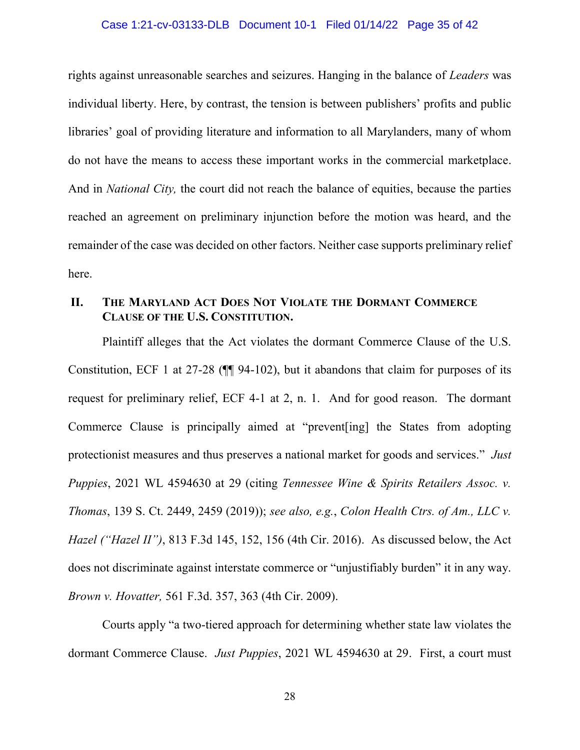rights against unreasonable searches and seizures. Hanging in the balance of *Leaders* was individual liberty. Here, by contrast, the tension is between publishers' profits and public libraries' goal of providing literature and information to all Marylanders, many of whom do not have the means to access these important works in the commercial marketplace. And in *National City,* the court did not reach the balance of equities, because the parties reached an agreement on preliminary injunction before the motion was heard, and the remainder of the case was decided on other factors. Neither case supports preliminary relief here.

## II. THE MARYLAND ACT DOES NOT VIOLATE THE DORMANT COMMERCE CLAUSE OF THE U.S. CONSTITUTION.

Plaintiff alleges that the Act violates the dormant Commerce Clause of the U.S. Constitution, ECF 1 at 27-28 (¶¶ 94-102), but it abandons that claim for purposes of its request for preliminary relief, ECF 4-1 at 2, n. 1. And for good reason. The dormant Commerce Clause is principally aimed at "prevent[ing] the States from adopting protectionist measures and thus preserves a national market for goods and services." *Just Puppies*, 2021 WL 4594630 at 29 (citing *Tennessee Wine & Spirits Retailers Assoc. v. Thomas*, 139 S. Ct. 2449, 2459 (2019)); *see also, e.g.*, *Colon Health Ctrs. of Am., LLC v. Hazel ("Hazel II")*, 813 F.3d 145, 152, 156 (4th Cir. 2016). As discussed below, the Act does not discriminate against interstate commerce or "unjustifiably burden" it in any way. *Brown v. Hovatter,* 561 F.3d. 357, 363 (4th Cir. 2009).

Courts apply "a two-tiered approach for determining whether state law violates the dormant Commerce Clause. *Just Puppies*, 2021 WL 4594630 at 29. First, a court must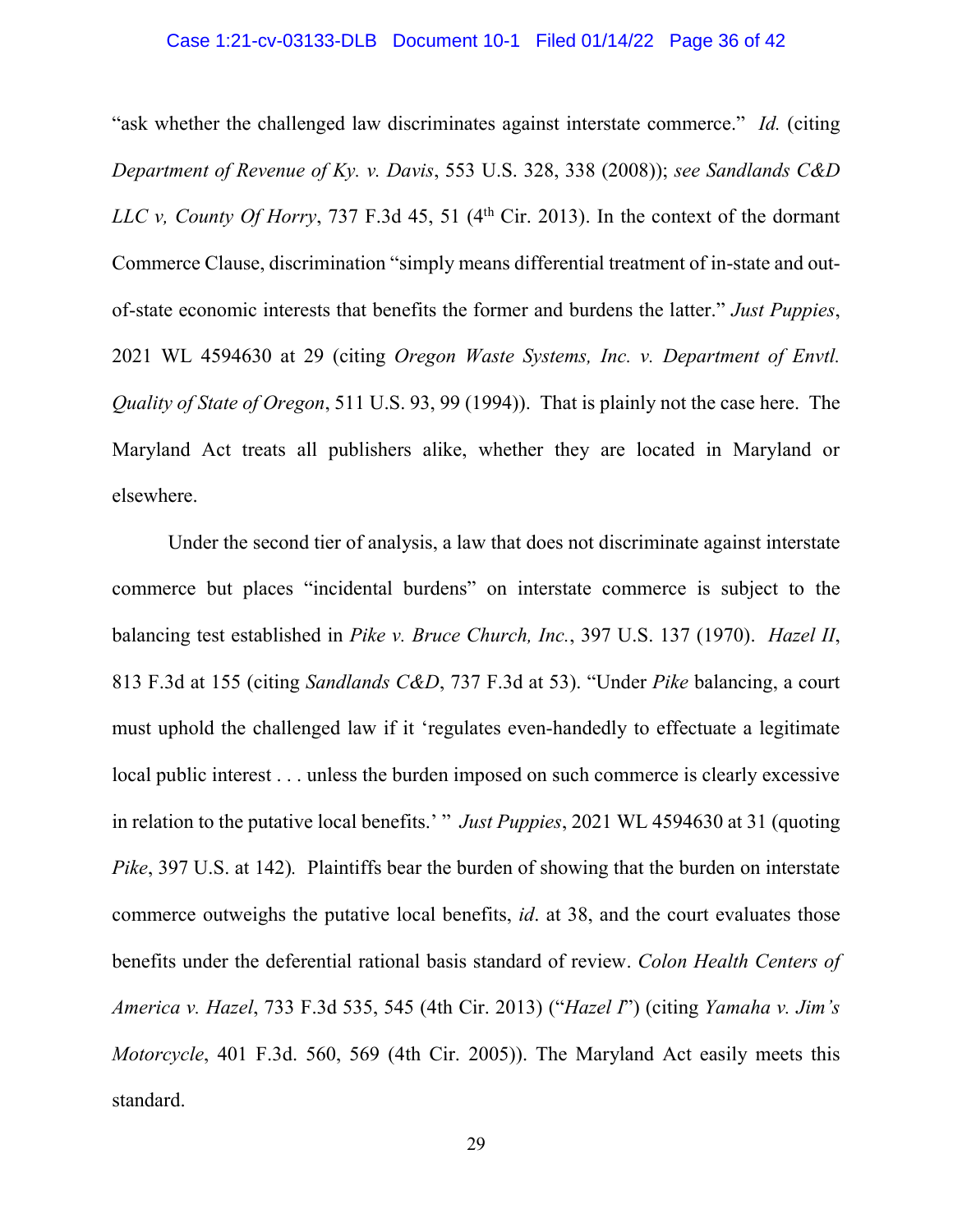"ask whether the challenged law discriminates against interstate commerce." *Id.* (citing *Department of Revenue of Ky. v. Davis*, 553 U.S. 328, 338 (2008)); *see Sandlands C&D LLC v, County Of Horry*, 737 F.3d 45, 51 (4th Cir. 2013). In the context of the dormant Commerce Clause, discrimination "simply means differential treatment of in-state and out-of-state economic interests that benefits the former and burdens the latter." *Just Puppies*, 2021 WL 4594630 at 29 (citing *Oregon Waste Systems, Inc. v. Department of Envtl. Quality of State of Oregon*, 511 U.S. 93, 99 (1994)). That is plainly not the case here. The Maryland Act treats all publishers alike, whether they are located in Maryland or elsewhere.

Under the second tier of analysis, a law that does not discriminate against interstate commerce but places "incidental burdens" on interstate commerce is subject to the balancing test established in *Pike v. Bruce Church, Inc.*, 397 U.S. 137 (1970). *Hazel II*, 813 F.3d at 155 (citing *Sandlands C&D*, 737 F.3d at 53). "Under *Pike* balancing, a court must uphold the challenged law if it 'regulates even-handedly to effectuate a legitimate local public interest . . . unless the burden imposed on such commerce is clearly excessive in relation to the putative local benefits.' " *Just Puppies*, 2021 WL 4594630 at 31 (quoting *Pike*, 397 U.S. at 142). Plaintiffs bear the burden of showing that the burden on interstate commerce outweighs the putative local benefits, *id*. at 38, and the court evaluates those benefits under the deferential rational basis standard of review. *Colon Health Centers of America v. Hazel*, 733 F.3d 535, 545 (4th Cir. 2013) ("*Hazel I*") (citing *Yamaha v. Jim's Motorcycle*, 401 F.3d. 560, 569 (4th Cir. 2005)). The Maryland Act easily meets this standard.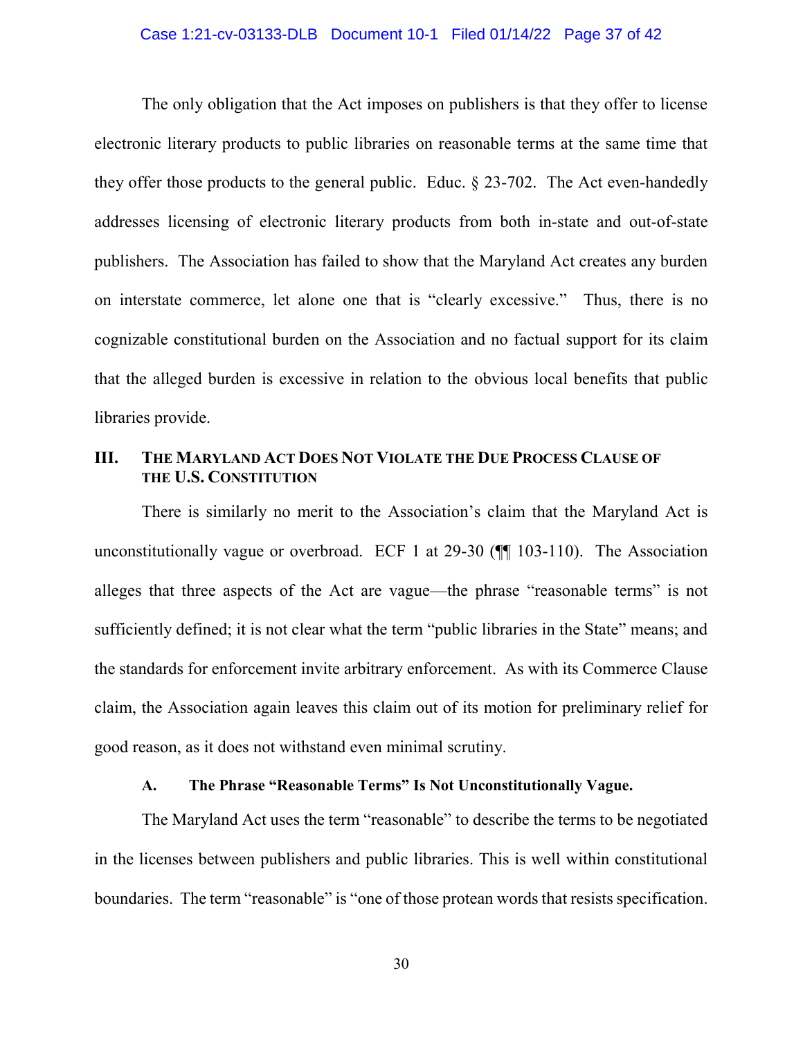The only obligation that the Act imposes on publishers is that they offer to license electronic literary products to public libraries on reasonable terms at the same time that they offer those products to the general public. Educ. § 23-702. The Act even-handedly addresses licensing of electronic literary products from both in-state and out-of-state publishers. The Association has failed to show that the Maryland Act creates any burden on interstate commerce, let alone one that is "clearly excessive." Thus, there is no cognizable constitutional burden on the Association and no factual support for its claim that the alleged burden is excessive in relation to the obvious local benefits that public libraries provide.

## III. THE MARYLAND ACT DOES NOT VIOLATE THE DUE PROCESS CLAUSE OF THE U.S. CONSTITUTION

There is similarly no merit to the Association's claim that the Maryland Act is unconstitutionally vague or overbroad. ECF 1 at 29-30 (¶¶ 103-110). The Association alleges that three aspects of the Act are vague—the phrase "reasonable terms" is not sufficiently defined; it is not clear what the term "public libraries in the State" means; and the standards for enforcement invite arbitrary enforcement. As with its Commerce Clause claim, the Association again leaves this claim out of its motion for preliminary relief for good reason, as it does not withstand even minimal scrutiny.

### A. The Phrase "Reasonable Terms" Is Not Unconstitutionally Vague.

The Maryland Act uses the term "reasonable" to describe the terms to be negotiated in the licenses between publishers and public libraries. This is well within constitutional boundaries. The term "reasonable" is "one of those protean words that resists specification.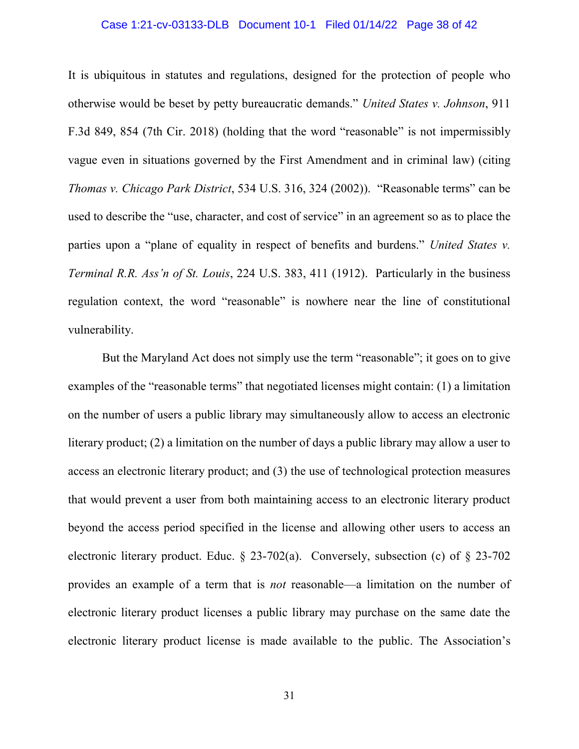It is ubiquitous in statutes and regulations, designed for the protection of people who otherwise would be beset by petty bureaucratic demands." *United States v. Johnson*, 911 F.3d 849, 854 (7th Cir. 2018) (holding that the word "reasonable" is not impermissibly vague even in situations governed by the First Amendment and in criminal law) (citing *Thomas v. Chicago Park District*, 534 U.S. 316, 324 (2002)). "Reasonable terms" can be used to describe the "use, character, and cost of service" in an agreement so as to place the parties upon a "plane of equality in respect of benefits and burdens." *United States v. Terminal R.R. Ass'n of St. Louis*, 224 U.S. 383, 411 (1912). Particularly in the business regulation context, the word "reasonable" is nowhere near the line of constitutional vulnerability.

But the Maryland Act does not simply use the term "reasonable"; it goes on to give examples of the "reasonable terms" that negotiated licenses might contain: (1) a limitation on the number of users a public library may simultaneously allow to access an electronic literary product; (2) a limitation on the number of days a public library may allow a user to access an electronic literary product; and (3) the use of technological protection measures that would prevent a user from both maintaining access to an electronic literary product beyond the access period specified in the license and allowing other users to access an electronic literary product. Educ. § 23-702(a). Conversely, subsection (c) of § 23-702 provides an example of a term that is *not* reasonable—a limitation on the number of electronic literary product licenses a public library may purchase on the same date the electronic literary product license is made available to the public. The Association's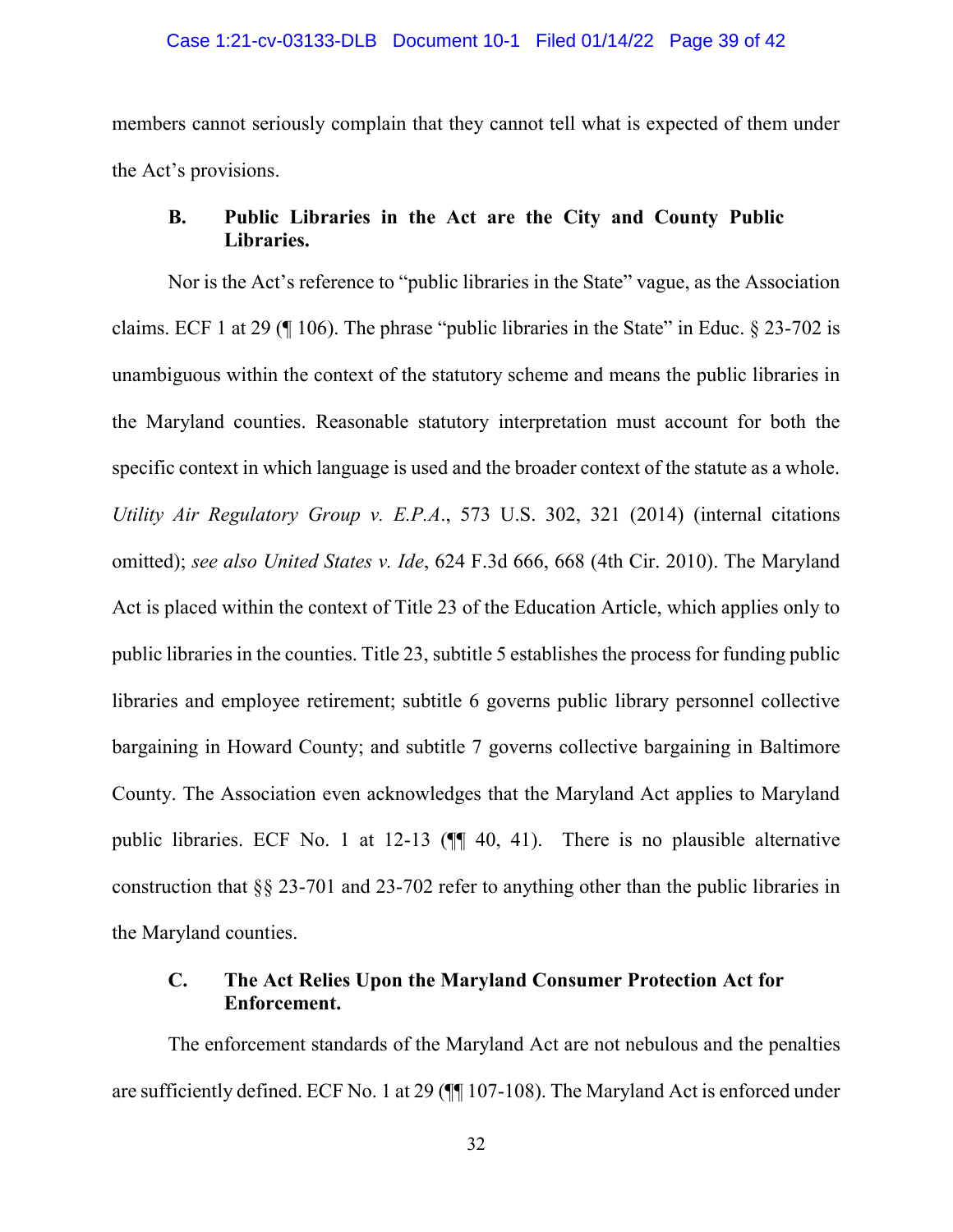members cannot seriously complain that they cannot tell what is expected of them under the Act's provisions.

### B. Public Libraries in the Act are the City and County Public Libraries.

Nor is the Act's reference to "public libraries in the State" vague, as the Association claims. ECF 1 at 29 (¶ 106). The phrase "public libraries in the State" in Educ. § 23-702 is unambiguous within the context of the statutory scheme and means the public libraries in the Maryland counties. Reasonable statutory interpretation must account for both the specific context in which language is used and the broader context of the statute as a whole. *Utility Air Regulatory Group v. E.P.A.*, 573 U.S. 302, 321 (2014) (internal citations omitted); *see also United States v. Ide*, 624 F.3d 666, 668 (4th Cir. 2010). The Maryland Act is placed within the context of Title 23 of the Education Article, which applies only to public libraries in the counties. Title 23, subtitle 5 establishes the process for funding public libraries and employee retirement; subtitle 6 governs public library personnel collective bargaining in Howard County; and subtitle 7 governs collective bargaining in Baltimore County. The Association even acknowledges that the Maryland Act applies to Maryland public libraries. ECF No. 1 at 12-13 (¶¶ 40, 41). There is no plausible alternative construction that §§ 23-701 and 23-702 refer to anything other than the public libraries in the Maryland counties.

### C. The Act Relies Upon the Maryland Consumer Protection Act for Enforcement.

The enforcement standards of the Maryland Act are not nebulous and the penalties are sufficiently defined. ECF No. 1 at 29 (¶¶ 107-108). The Maryland Act is enforced under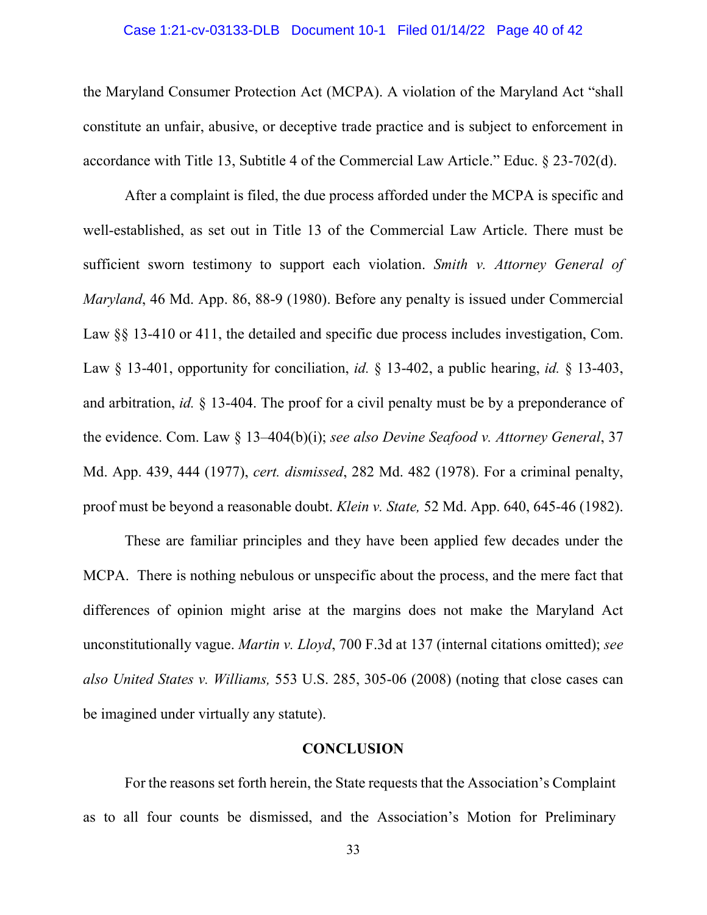the Maryland Consumer Protection Act (MCPA). A violation of the Maryland Act "shall constitute an unfair, abusive, or deceptive trade practice and is subject to enforcement in accordance with Title 13, Subtitle 4 of the Commercial Law Article." Educ. § 23-702(d).

After a complaint is filed, the due process afforded under the MCPA is specific and well-established, as set out in Title 13 of the Commercial Law Article. There must be sufficient sworn testimony to support each violation. *Smith v. Attorney General of Maryland*, 46 Md. App. 86, 88-9 (1980). Before any penalty is issued under Commercial Law §§ 13-410 or 411, the detailed and specific due process includes investigation, Com. Law § 13-401, opportunity for conciliation, *id.* § 13-402, a public hearing, *id.* § 13-403, and arbitration, *id.* § 13-404. The proof for a civil penalty must be by a preponderance of the evidence. Com. Law § 13–404(b)(i); *see also Devine Seafood v. Attorney General*, 37 Md. App. 439, 444 (1977), *cert. dismissed*, 282 Md. 482 (1978). For a criminal penalty, proof must be beyond a reasonable doubt. *Klein v. State,* 52 Md. App. 640, 645-46 (1982).

These are familiar principles and they have been applied few decades under the MCPA. There is nothing nebulous or unspecific about the process, and the mere fact that differences of opinion might arise at the margins does not make the Maryland Act unconstitutionally vague. *Martin v. Lloyd*, 700 F.3d at 137 (internal citations omitted); *see also United States v. Williams,* 553 U.S. 285, 305-06 (2008) (noting that close cases can be imagined under virtually any statute).

## CONCLUSION

For the reasons set forth herein, the State requests that the Association's Complaint as to all four counts be dismissed, and the Association's Motion for Preliminary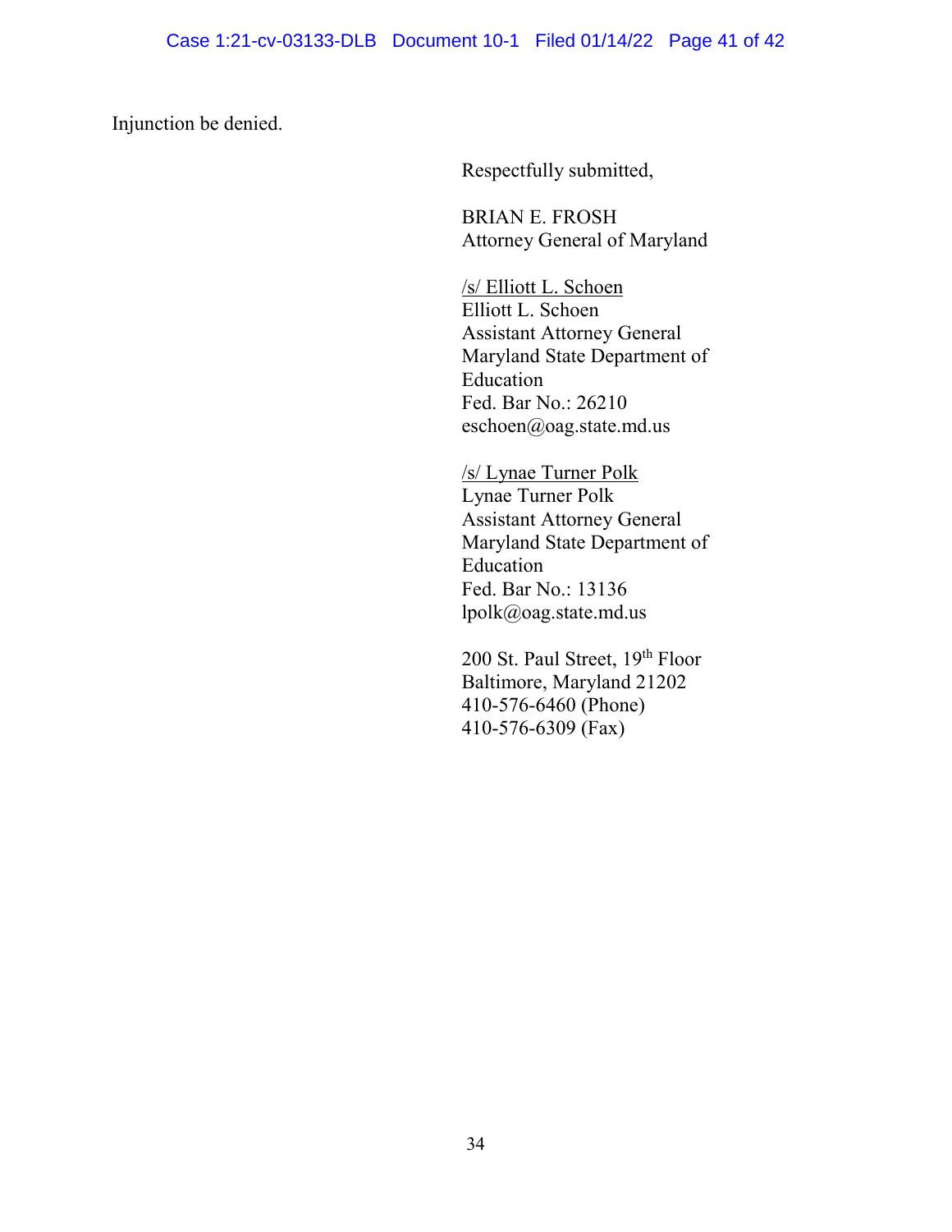Injunction be denied.

Respectfully submitted,

BRIAN E. FROSH
Attorney General of Maryland

/s/ Elliott L. Schoen
Elliott L. Schoen
Assistant Attorney General
Maryland State Department of Education
Fed. Bar No.: 26210
eschoen@oag.state.md.us

/s/ Lynae Turner Polk
Lynae Turner Polk
Assistant Attorney General
Maryland State Department of Education
Fed. Bar No.: 13136
lpolk@oag.state.md.us

200 St. Paul Street, 19th Floor
Baltimore, Maryland 21202
410-576-6460 (Phone)
410-576-6309 (Fax)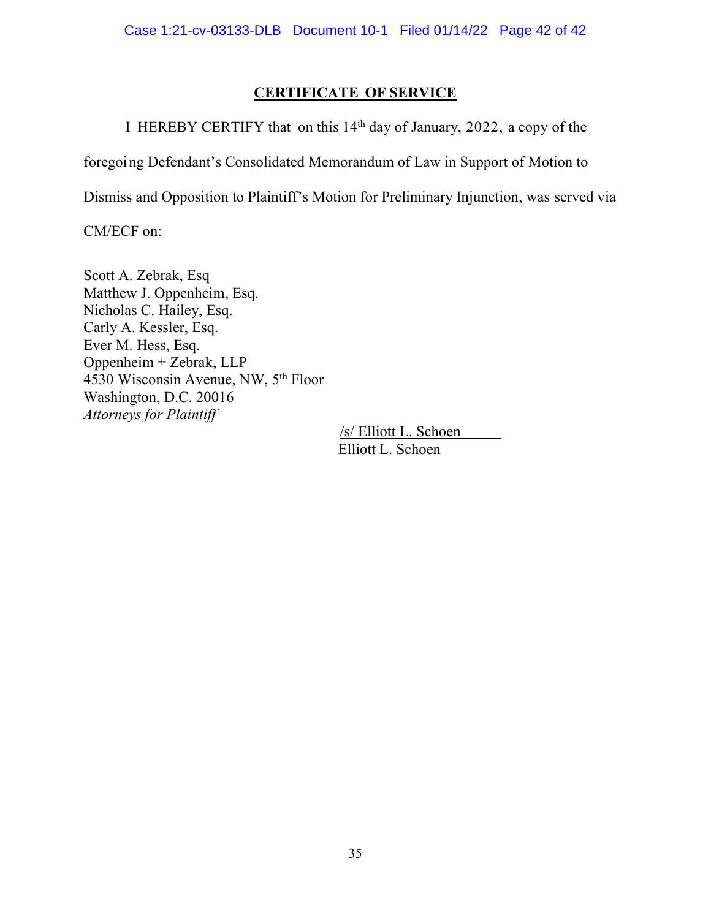## CERTIFICATE OF SERVICE

I HEREBY CERTIFY that on this 14th day of January, 2022, a copy of the foregoing Defendant's Consolidated Memorandum of Law in Support of Motion to Dismiss and Opposition to Plaintiff's Motion for Preliminary Injunction, was served via CM/ECF on:

Scott A. Zebrak, Esq
Matthew J. Oppenheim, Esq.
Nicholas C. Hailey, Esq.
Carly A. Kessler, Esq.
Ever M. Hess, Esq.
Oppenheim + Zebrak, LLP
4530 Wisconsin Avenue, NW, 5th Floor
Washington, D.C. 20016
*Attorneys for Plaintiff*

/s/ Elliott L. Schoen
Elliott L. Schoen